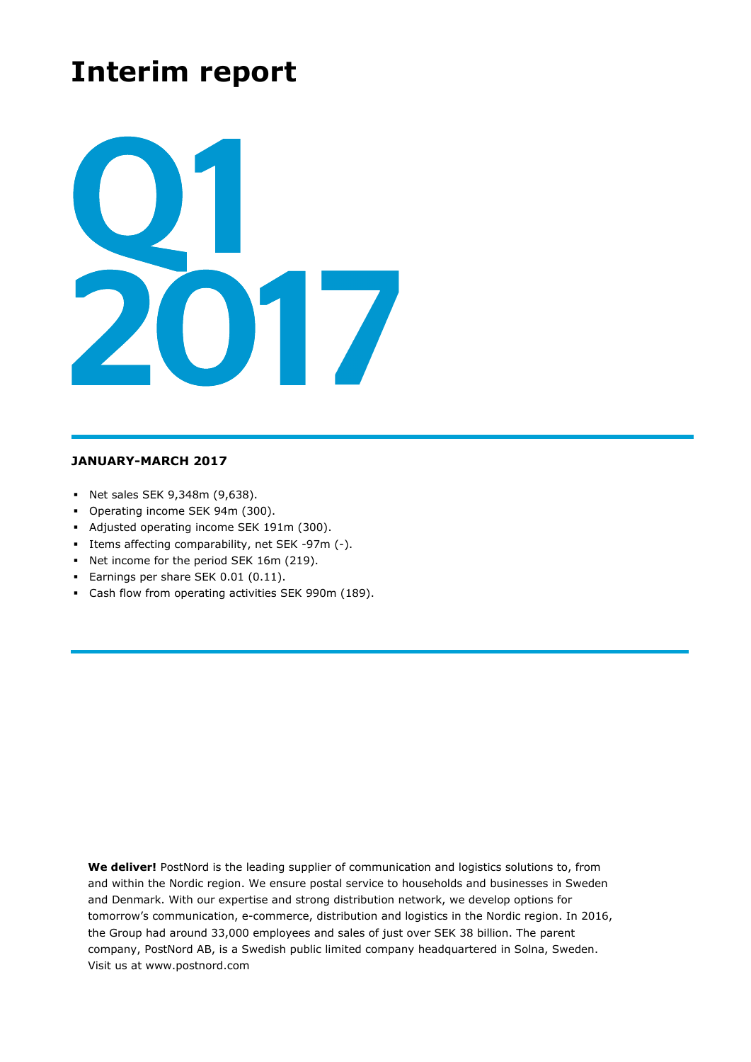# Interim report

# Q1 2017

**JANUARY-MARCH 2017**

- Net sales SEK 9,348m (9,638).
- Operating income SEK 94m (300).
- Adjusted operating income SEK 191m (300).
- Items affecting comparability, net SEK -97m (-).
- Net income for the period SEK 16m (219).
- Earnings per share SEK 0.01 (0.11).
- Cash flow from operating activities SEK 990m (189).

**We deliver!** PostNord is the leading supplier of communication and logistics solutions to, from and within the Nordic region. We ensure postal service to households and businesses in Sweden and Denmark. With our expertise and strong distribution network, we develop options for tomorrow's communication, e-commerce, distribution and logistics in the Nordic region. In 2016, the Group had around 33,000 employees and sales of just over SEK 38 billion. The parent company, PostNord AB, is a Swedish public limited company headquartered in Solna, Sweden. Visit us at www.postnord.com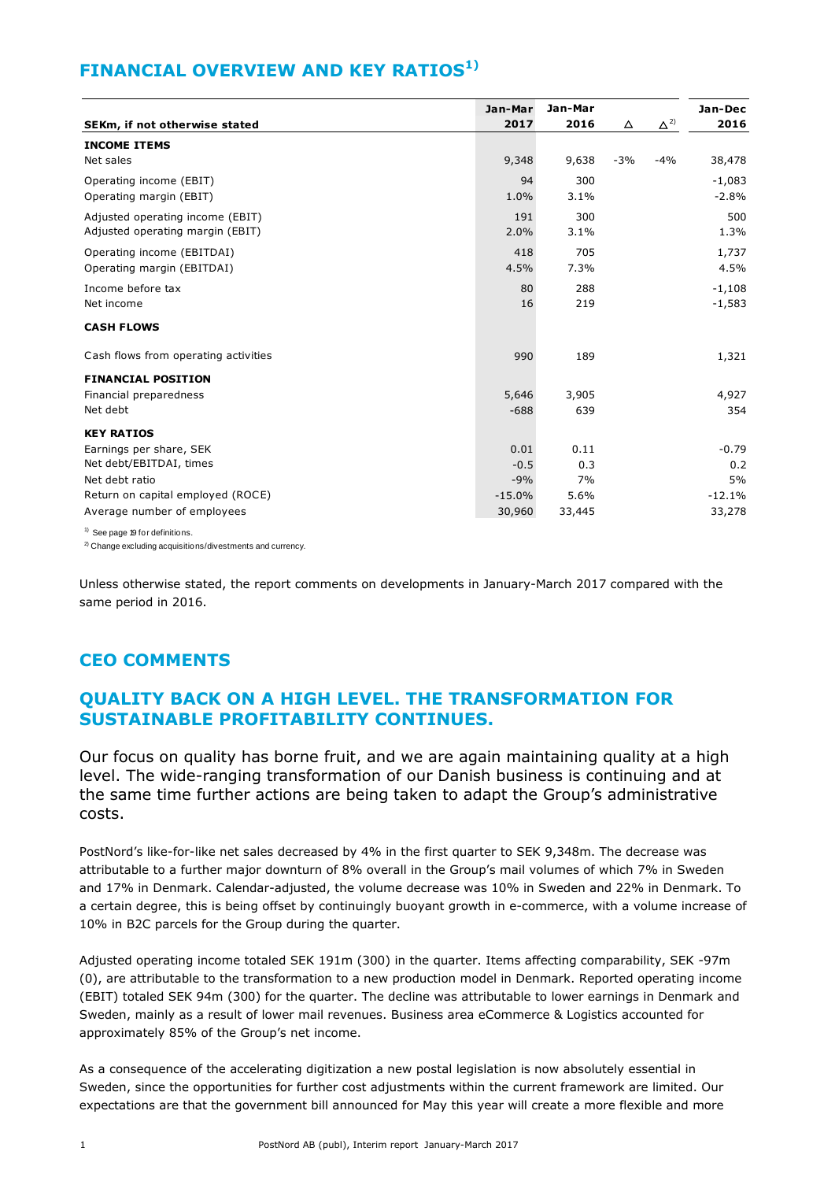## FINANCIAL OVERVIEW AND KEY RATIOS[1)]

| SEKm, if not otherwise stated | Jan-Mar 2017 | Jan-Mar 2016 | Δ | Δ[2)] | Jan-Dec 2016 |
|---|---|---|---|---|---|
| **INCOME ITEMS** | | | | | |
| Net sales | 9,348 | 9,638 | -3% | -4% | 38,478 |
| Operating income (EBIT) | 94 | 300 | | | -1,083 |
| Operating margin (EBIT) | 1.0% | 3.1% | | | -2.8% |
| Adjusted operating income (EBIT) | 191 | 300 | | | 500 |
| Adjusted operating margin (EBIT) | 2.0% | 3.1% | | | 1.3% |
| Operating income (EBITDAI) | 418 | 705 | | | 1,737 |
| Operating margin (EBITDAI) | 4.5% | 7.3% | | | 4.5% |
| Income before tax | 80 | 288 | | | -1,108 |
| Net income | 16 | 219 | | | -1,583 |
| **CASH FLOWS** | | | | | |
| Cash flows from operating activities | 990 | 189 | | | 1,321 |
| **FINANCIAL POSITION** | | | | | |
| Financial preparedness | 5,646 | 3,905 | | | 4,927 |
| Net debt | -688 | 639 | | | 354 |
| **KEY RATIOS** | | | | | |
| Earnings per share, SEK | 0.01 | 0.11 | | | -0.79 |
| Net debt/EBITDAI, times | -0.5 | 0.3 | | | 0.2 |
| Net debt ratio | -9% | 7% | | | 5% |
| Return on capital employed (ROCE) | -15.0% | 5.6% | | | -12.1% |
| Average number of employees | 30,960 | 33,445 | | | 33,278 |

[1)] See page 19 for definitions.
[2)] Change excluding acquisitions/divestments and currency.

Unless otherwise stated, the report comments on developments in January-March 2017 compared with the same period in 2016.

## CEO COMMENTS

## QUALITY BACK ON A HIGH LEVEL. THE TRANSFORMATION FOR SUSTAINABLE PROFITABILITY CONTINUES.

Our focus on quality has borne fruit, and we are again maintaining quality at a high level. The wide-ranging transformation of our Danish business is continuing and at the same time further actions are being taken to adapt the Group's administrative costs.

PostNord's like-for-like net sales decreased by 4% in the first quarter to SEK 9,348m. The decrease was attributable to a further major downturn of 8% overall in the Group's mail volumes of which 7% in Sweden and 17% in Denmark. Calendar-adjusted, the volume decrease was 10% in Sweden and 22% in Denmark. To a certain degree, this is being offset by continuingly buoyant growth in e-commerce, with a volume increase of 10% in B2C parcels for the Group during the quarter.

Adjusted operating income totaled SEK 191m (300) in the quarter. Items affecting comparability, SEK -97m (0), are attributable to the transformation to a new production model in Denmark. Reported operating income (EBIT) totaled SEK 94m (300) for the quarter. The decline was attributable to lower earnings in Denmark and Sweden, mainly as a result of lower mail revenues. Business area eCommerce & Logistics accounted for approximately 85% of the Group's net income.

As a consequence of the accelerating digitization a new postal legislation is now absolutely essential in Sweden, since the opportunities for further cost adjustments within the current framework are limited. Our expectations are that the government bill announced for May this year will create a more flexible and more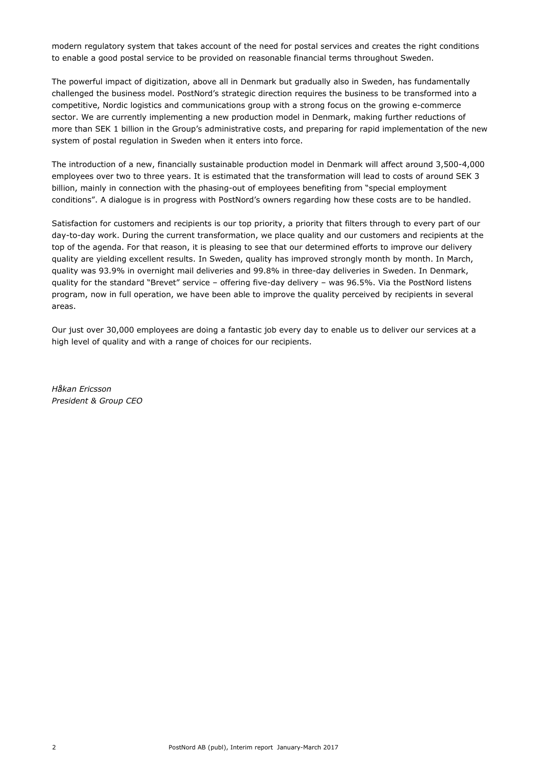modern regulatory system that takes account of the need for postal services and creates the right conditions to enable a good postal service to be provided on reasonable financial terms throughout Sweden.

The powerful impact of digitization, above all in Denmark but gradually also in Sweden, has fundamentally challenged the business model. PostNord's strategic direction requires the business to be transformed into a competitive, Nordic logistics and communications group with a strong focus on the growing e-commerce sector. We are currently implementing a new production model in Denmark, making further reductions of more than SEK 1 billion in the Group's administrative costs, and preparing for rapid implementation of the new system of postal regulation in Sweden when it enters into force.

The introduction of a new, financially sustainable production model in Denmark will affect around 3,500-4,000 employees over two to three years. It is estimated that the transformation will lead to costs of around SEK 3 billion, mainly in connection with the phasing-out of employees benefiting from "special employment conditions". A dialogue is in progress with PostNord's owners regarding how these costs are to be handled.

Satisfaction for customers and recipients is our top priority, a priority that filters through to every part of our day-to-day work. During the current transformation, we place quality and our customers and recipients at the top of the agenda. For that reason, it is pleasing to see that our determined efforts to improve our delivery quality are yielding excellent results. In Sweden, quality has improved strongly month by month. In March, quality was 93.9% in overnight mail deliveries and 99.8% in three-day deliveries in Sweden. In Denmark, quality for the standard "Brevet" service – offering five-day delivery – was 96.5%. Via the PostNord listens program, now in full operation, we have been able to improve the quality perceived by recipients in several areas.

Our just over 30,000 employees are doing a fantastic job every day to enable us to deliver our services at a high level of quality and with a range of choices for our recipients.

*Håkan Ericsson*
*President & Group CEO*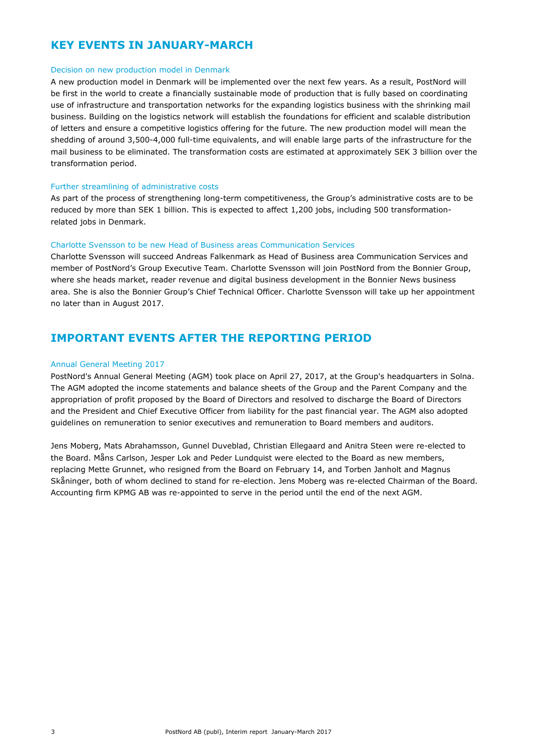## KEY EVENTS IN JANUARY-MARCH

### Decision on new production model in Denmark

A new production model in Denmark will be implemented over the next few years. As a result, PostNord will be first in the world to create a financially sustainable mode of production that is fully based on coordinating use of infrastructure and transportation networks for the expanding logistics business with the shrinking mail business. Building on the logistics network will establish the foundations for efficient and scalable distribution of letters and ensure a competitive logistics offering for the future. The new production model will mean the shedding of around 3,500-4,000 full-time equivalents, and will enable large parts of the infrastructure for the mail business to be eliminated. The transformation costs are estimated at approximately SEK 3 billion over the transformation period.

### Further streamlining of administrative costs

As part of the process of strengthening long-term competitiveness, the Group's administrative costs are to be reduced by more than SEK 1 billion. This is expected to affect 1,200 jobs, including 500 transformation-related jobs in Denmark.

### Charlotte Svensson to be new Head of Business areas Communication Services

Charlotte Svensson will succeed Andreas Falkenmark as Head of Business area Communication Services and member of PostNord's Group Executive Team. Charlotte Svensson will join PostNord from the Bonnier Group, where she heads market, reader revenue and digital business development in the Bonnier News business area. She is also the Bonnier Group's Chief Technical Officer. Charlotte Svensson will take up her appointment no later than in August 2017.

## IMPORTANT EVENTS AFTER THE REPORTING PERIOD

### Annual General Meeting 2017

PostNord's Annual General Meeting (AGM) took place on April 27, 2017, at the Group's headquarters in Solna. The AGM adopted the income statements and balance sheets of the Group and the Parent Company and the appropriation of profit proposed by the Board of Directors and resolved to discharge the Board of Directors and the President and Chief Executive Officer from liability for the past financial year. The AGM also adopted guidelines on remuneration to senior executives and remuneration to Board members and auditors.

Jens Moberg, Mats Abrahamsson, Gunnel Duveblad, Christian Ellegaard and Anitra Steen were re-elected to the Board. Måns Carlson, Jesper Lok and Peder Lundquist were elected to the Board as new members, replacing Mette Grunnet, who resigned from the Board on February 14, and Torben Janholt and Magnus Skåninger, both of whom declined to stand for re-election. Jens Moberg was re-elected Chairman of the Board. Accounting firm KPMG AB was re-appointed to serve in the period until the end of the next AGM.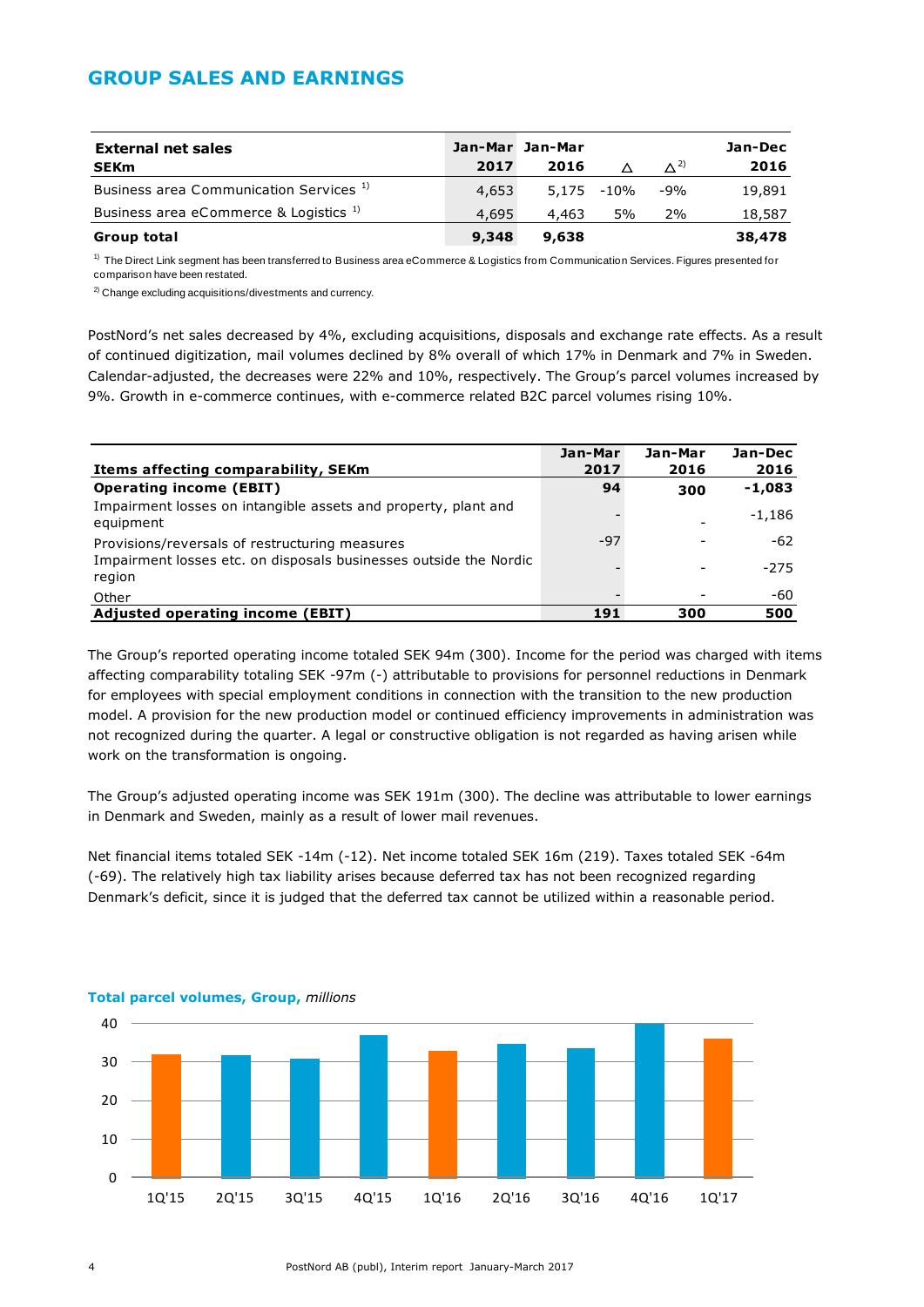## GROUP SALES AND EARNINGS

| External net sales SEKm | Jan-Mar 2017 | Jan-Mar 2016 | Δ | Δ [2] | Jan-Dec 2016 |
|---|---|---|---|---|---|
| Business area Communication Services [1] | 4,653 | 5,175 | -10% | -9% | 19,891 |
| Business area eCommerce & Logistics [1] | 4,695 | 4,463 | 5% | 2% | 18,587 |
| **Group total** | **9,348** | **9,638** | | | **38,478** |

[1] The Direct Link segment has been transferred to Business area eCommerce & Logistics from Communication Services. Figures presented for comparison have been restated.

[2] Change excluding acquisitions/divestments and currency.

PostNord's net sales decreased by 4%, excluding acquisitions, disposals and exchange rate effects. As a result of continued digitization, mail volumes declined by 8% overall of which 17% in Denmark and 7% in Sweden. Calendar-adjusted, the decreases were 22% and 10%, respectively. The Group's parcel volumes increased by 9%. Growth in e-commerce continues, with e-commerce related B2C parcel volumes rising 10%.

| Items affecting comparability, SEKm | Jan-Mar 2017 | Jan-Mar 2016 | Jan-Dec 2016 |
|---|---|---|---|
| **Operating income (EBIT)** | **94** | **300** | **-1,083** |
| Impairment losses on intangible assets and property, plant and equipment | - | - | -1,186 |
| Provisions/reversals of restructuring measures | -97 | - | -62 |
| Impairment losses etc. on disposals businesses outside the Nordic region | - | - | -275 |
| Other | - | - | -60 |
| **Adjusted operating income (EBIT)** | **191** | **300** | **500** |

The Group's reported operating income totaled SEK 94m (300). Income for the period was charged with items affecting comparability totaling SEK -97m (-) attributable to provisions for personnel reductions in Denmark for employees with special employment conditions in connection with the transition to the new production model. A provision for the new production model or continued efficiency improvements in administration was not recognized during the quarter. A legal or constructive obligation is not regarded as having arisen while work on the transformation is ongoing.

The Group's adjusted operating income was SEK 191m (300). The decline was attributable to lower earnings in Denmark and Sweden, mainly as a result of lower mail revenues.

Net financial items totaled SEK -14m (-12). Net income totaled SEK 16m (219). Taxes totaled SEK -64m (-69). The relatively high tax liability arises because deferred tax has not been recognized regarding Denmark's deficit, since it is judged that the deferred tax cannot be utilized within a reasonable period.

**Total parcel volumes, Group,** *millions*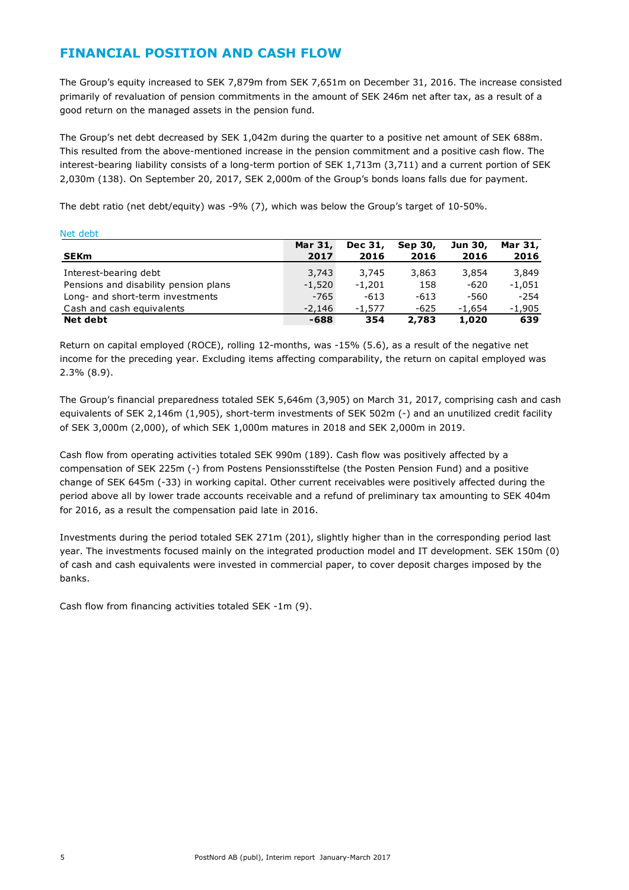## FINANCIAL POSITION AND CASH FLOW

The Group's equity increased to SEK 7,879m from SEK 7,651m on December 31, 2016. The increase consisted primarily of revaluation of pension commitments in the amount of SEK 246m net after tax, as a result of a good return on the managed assets in the pension fund.

The Group's net debt decreased by SEK 1,042m during the quarter to a positive net amount of SEK 688m. This resulted from the above-mentioned increase in the pension commitment and a positive cash flow. The interest-bearing liability consists of a long-term portion of SEK 1,713m (3,711) and a current portion of SEK 2,030m (138). On September 20, 2017, SEK 2,000m of the Group's bonds loans falls due for payment.

The debt ratio (net debt/equity) was -9% (7), which was below the Group's target of 10-50%.

Net debt

| SEKm | Mar 31, 2017 | Dec 31, 2016 | Sep 30, 2016 | Jun 30, 2016 | Mar 31, 2016 |
|---|---|---|---|---|---|
| Interest-bearing debt | 3,743 | 3,745 | 3,863 | 3,854 | 3,849 |
| Pensions and disability pension plans | -1,520 | -1,201 | 158 | -620 | -1,051 |
| Long- and short-term investments | -765 | -613 | -613 | -560 | -254 |
| Cash and cash equivalents | -2,146 | -1,577 | -625 | -1,654 | -1,905 |
| **Net debt** | **-688** | **354** | **2,783** | **1,020** | **639** |

Return on capital employed (ROCE), rolling 12-months, was -15% (5.6), as a result of the negative net income for the preceding year. Excluding items affecting comparability, the return on capital employed was 2.3% (8.9).

The Group's financial preparedness totaled SEK 5,646m (3,905) on March 31, 2017, comprising cash and cash equivalents of SEK 2,146m (1,905), short-term investments of SEK 502m (-) and an unutilized credit facility of SEK 3,000m (2,000), of which SEK 1,000m matures in 2018 and SEK 2,000m in 2019.

Cash flow from operating activities totaled SEK 990m (189). Cash flow was positively affected by a compensation of SEK 225m (-) from Postens Pensionsstiftelse (the Posten Pension Fund) and a positive change of SEK 645m (-33) in working capital. Other current receivables were positively affected during the period above all by lower trade accounts receivable and a refund of preliminary tax amounting to SEK 404m for 2016, as a result the compensation paid late in 2016.

Investments during the period totaled SEK 271m (201), slightly higher than in the corresponding period last year. The investments focused mainly on the integrated production model and IT development. SEK 150m (0) of cash and cash equivalents were invested in commercial paper, to cover deposit charges imposed by the banks.

Cash flow from financing activities totaled SEK -1m (9).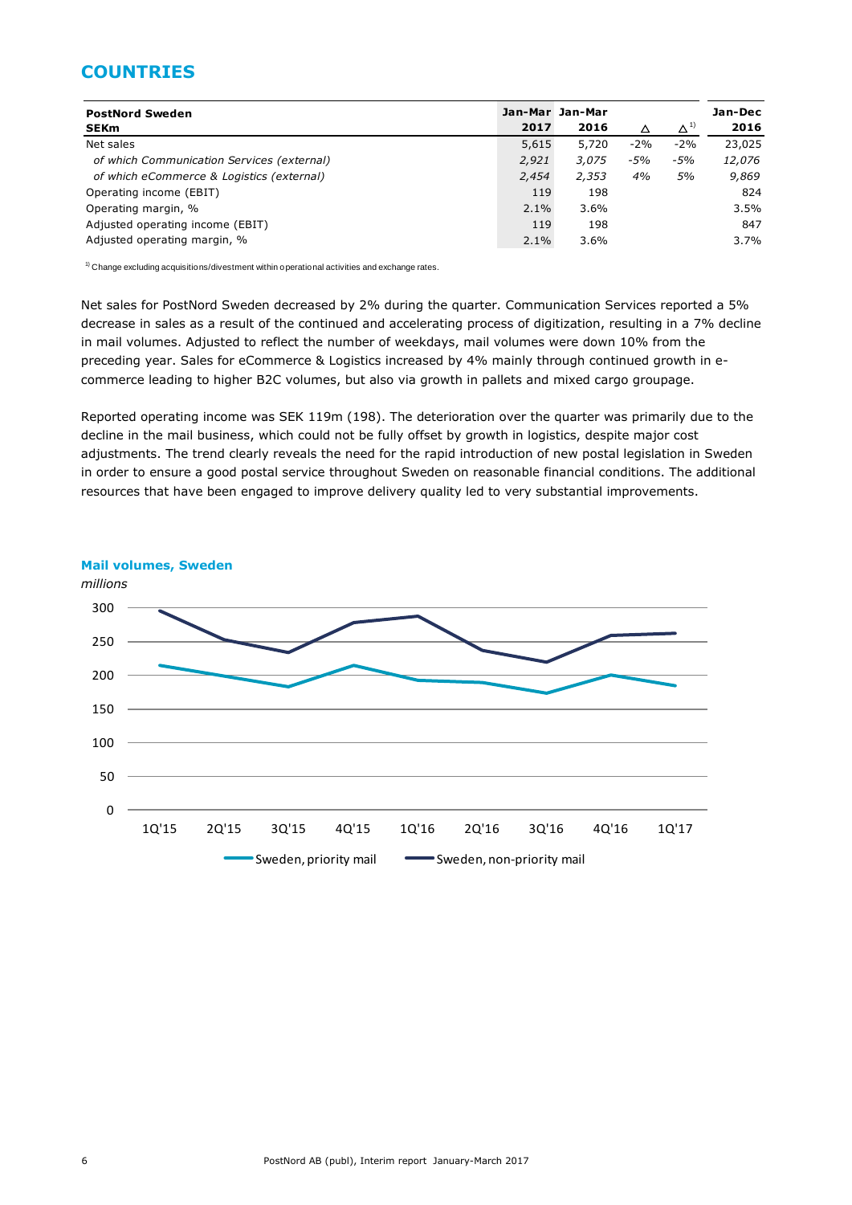## COUNTRIES

| PostNord Sweden<br>SEKm | Jan-Mar<br>2017 | Jan-Mar<br>2016 | Δ | Δ[1] | Jan-Dec<br>2016 |
|---|---|---|---|---|---|
| Net sales | 5,615 | 5,720 | -2% | -2% | 23,025 |
| *of which Communication Services (external)* | *2,921* | *3,075* | *-5%* | *-5%* | *12,076* |
| *of which eCommerce & Logistics (external)* | *2,454* | *2,353* | *4%* | *5%* | *9,869* |
| Operating income (EBIT) | 119 | 198 | | | 824 |
| Operating margin, % | 2.1% | 3.6% | | | 3.5% |
| Adjusted operating income (EBIT) | 119 | 198 | | | 847 |
| Adjusted operating margin, % | 2.1% | 3.6% | | | 3.7% |

[1] Change excluding acquisitions/divestment within operational activities and exchange rates.

Net sales for PostNord Sweden decreased by 2% during the quarter. Communication Services reported a 5% decrease in sales as a result of the continued and accelerating process of digitization, resulting in a 7% decline in mail volumes. Adjusted to reflect the number of weekdays, mail volumes were down 10% from the preceding year. Sales for eCommerce & Logistics increased by 4% mainly through continued growth in e-commerce leading to higher B2C volumes, but also via growth in pallets and mixed cargo groupage.

Reported operating income was SEK 119m (198). The deterioration over the quarter was primarily due to the decline in the mail business, which could not be fully offset by growth in logistics, despite major cost adjustments. The trend clearly reveals the need for the rapid introduction of new postal legislation in Sweden in order to ensure a good postal service throughout Sweden on reasonable financial conditions. The additional resources that have been engaged to improve delivery quality led to very substantial improvements.

**Mail volumes, Sweden**

*millions*

Legend: Sweden, priority mail; Sweden, non-priority mail

Axis: 1Q'15, 2Q'15, 3Q'15, 4Q'15, 1Q'16, 2Q'16, 3Q'16, 4Q'16, 1Q'17 (y-axis 0–300)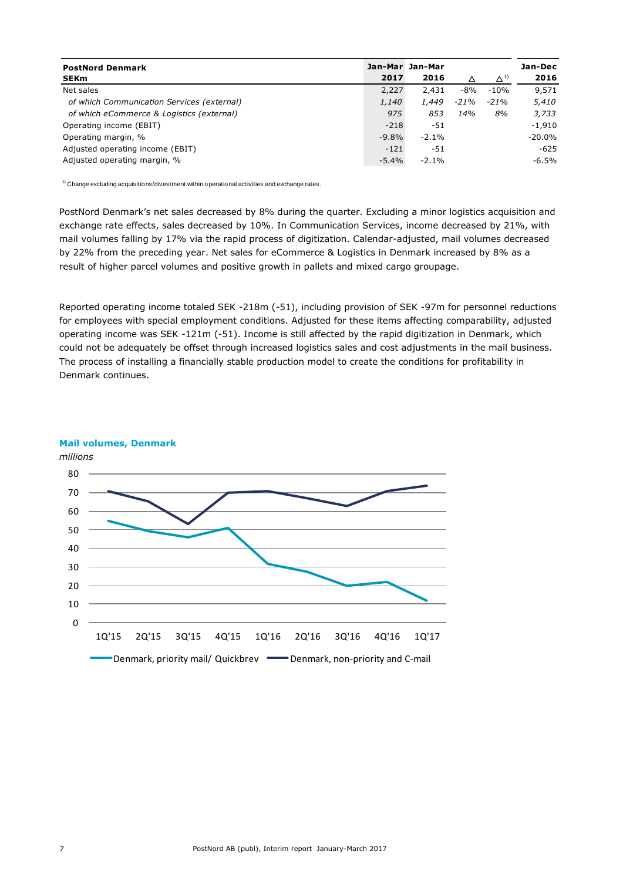| **PostNord Denmark** **SEKm** | **Jan-Mar 2017** | **Jan-Mar 2016** | **Δ** | **Δ[1]** | **Jan-Dec 2016** |
|---|---|---|---|---|---|
| Net sales | 2,227 | 2,431 | -8% | -10% | 9,571 |
| *of which Communication Services (external)* | *1,140* | *1,449* | *-21%* | *-21%* | *5,410* |
| *of which eCommerce & Logistics (external)* | *975* | *853* | *14%* | *8%* | *3,733* |
| Operating income (EBIT) | -218 | -51 | | | -1,910 |
| Operating margin, % | -9.8% | -2.1% | | | -20.0% |
| Adjusted operating income (EBIT) | -121 | -51 | | | -625 |
| Adjusted operating margin, % | -5.4% | -2.1% | | | -6.5% |

[1] Change excluding acquisitions/divestment within operational activities and exchange rates.

PostNord Denmark's net sales decreased by 8% during the quarter. Excluding a minor logistics acquisition and exchange rate effects, sales decreased by 10%. In Communication Services, income decreased by 21%, with mail volumes falling by 17% via the rapid process of digitization. Calendar-adjusted, mail volumes decreased by 22% from the preceding year. Net sales for eCommerce & Logistics in Denmark increased by 8% as a result of higher parcel volumes and positive growth in pallets and mixed cargo groupage.

Reported operating income totaled SEK -218m (-51), including provision of SEK -97m for personnel reductions for employees with special employment conditions. Adjusted for these items affecting comparability, adjusted operating income was SEK -121m (-51). Income is still affected by the rapid digitization in Denmark, which could not be adequately be offset through increased logistics sales and cost adjustments in the mail business. The process of installing a financially stable production model to create the conditions for profitability in Denmark continues.

**Mail volumes, Denmark**

*millions*

Denmark, priority mail/ Quickbrev — Denmark, non-priority and C-mail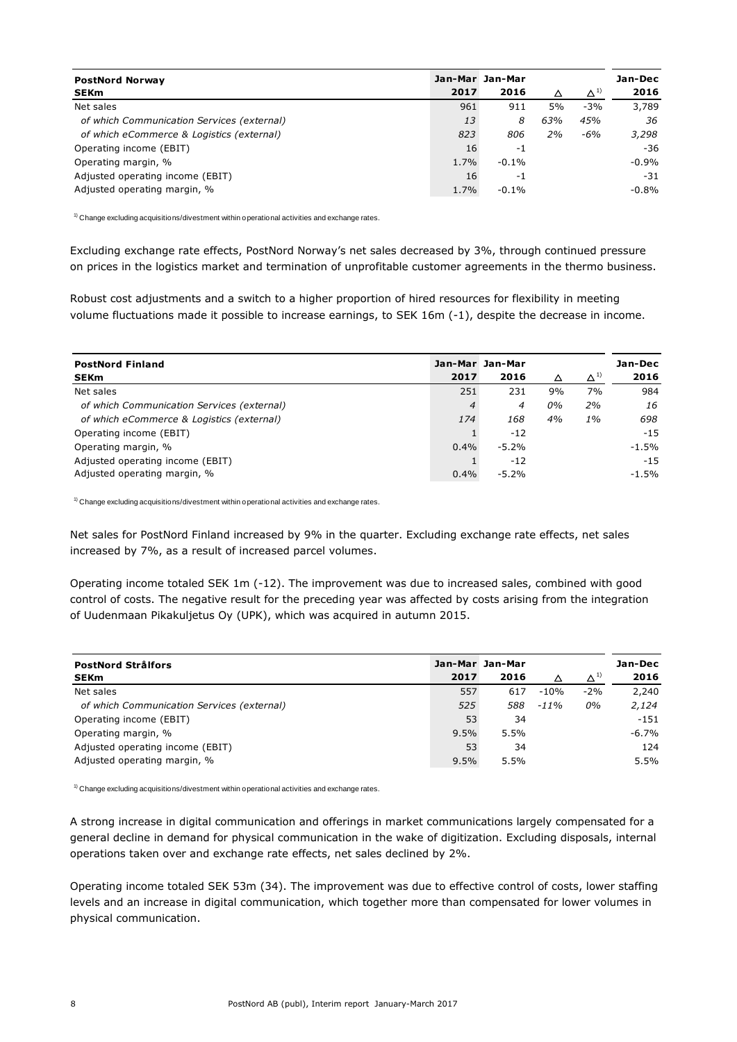| **PostNord Norway**<br>**SEKm** | **Jan-Mar 2017** | **Jan-Mar 2016** | **Δ** | **Δ [1]** | **Jan-Dec 2016** |
|---|---|---|---|---|---|
| Net sales | 961 | 911 | 5% | -3% | 3,789 |
| *of which Communication Services (external)* | *13* | *8* | *63%* | *45%* | *36* |
| *of which eCommerce & Logistics (external)* | *823* | *806* | *2%* | *-6%* | *3,298* |
| Operating income (EBIT) | 16 | -1 | | | -36 |
| Operating margin, % | 1.7% | -0.1% | | | -0.9% |
| Adjusted operating income (EBIT) | 16 | -1 | | | -31 |
| Adjusted operating margin, % | 1.7% | -0.1% | | | -0.8% |

[1] Change excluding acquisitions/divestment within operational activities and exchange rates.

Excluding exchange rate effects, PostNord Norway's net sales decreased by 3%, through continued pressure on prices in the logistics market and termination of unprofitable customer agreements in the thermo business.

Robust cost adjustments and a switch to a higher proportion of hired resources for flexibility in meeting volume fluctuations made it possible to increase earnings, to SEK 16m (-1), despite the decrease in income.

| **PostNord Finland**<br>**SEKm** | **Jan-Mar 2017** | **Jan-Mar 2016** | **Δ** | **Δ [1]** | **Jan-Dec 2016** |
|---|---|---|---|---|---|
| Net sales | 251 | 231 | 9% | 7% | 984 |
| *of which Communication Services (external)* | *4* | *4* | *0%* | *2%* | *16* |
| *of which eCommerce & Logistics (external)* | *174* | *168* | *4%* | *1%* | *698* |
| Operating income (EBIT) | 1 | -12 | | | -15 |
| Operating margin, % | 0.4% | -5.2% | | | -1.5% |
| Adjusted operating income (EBIT) | 1 | -12 | | | -15 |
| Adjusted operating margin, % | 0.4% | -5.2% | | | -1.5% |

[1] Change excluding acquisitions/divestment within operational activities and exchange rates.

Net sales for PostNord Finland increased by 9% in the quarter. Excluding exchange rate effects, net sales increased by 7%, as a result of increased parcel volumes.

Operating income totaled SEK 1m (-12). The improvement was due to increased sales, combined with good control of costs. The negative result for the preceding year was affected by costs arising from the integration of Uudenmaan Pikakuljetus Oy (UPK), which was acquired in autumn 2015.

| **PostNord Strålfors**<br>**SEKm** | **Jan-Mar 2017** | **Jan-Mar 2016** | **Δ** | **Δ [1]** | **Jan-Dec 2016** |
|---|---|---|---|---|---|
| Net sales | 557 | 617 | -10% | -2% | 2,240 |
| *of which Communication Services (external)* | *525* | *588* | *-11%* | *0%* | *2,124* |
| Operating income (EBIT) | 53 | 34 | | | -151 |
| Operating margin, % | 9.5% | 5.5% | | | -6.7% |
| Adjusted operating income (EBIT) | 53 | 34 | | | 124 |
| Adjusted operating margin, % | 9.5% | 5.5% | | | 5.5% |

[1] Change excluding acquisitions/divestment within operational activities and exchange rates.

A strong increase in digital communication and offerings in market communications largely compensated for a general decline in demand for physical communication in the wake of digitization. Excluding disposals, internal operations taken over and exchange rate effects, net sales declined by 2%.

Operating income totaled SEK 53m (34). The improvement was due to effective control of costs, lower staffing levels and an increase in digital communication, which together more than compensated for lower volumes in physical communication.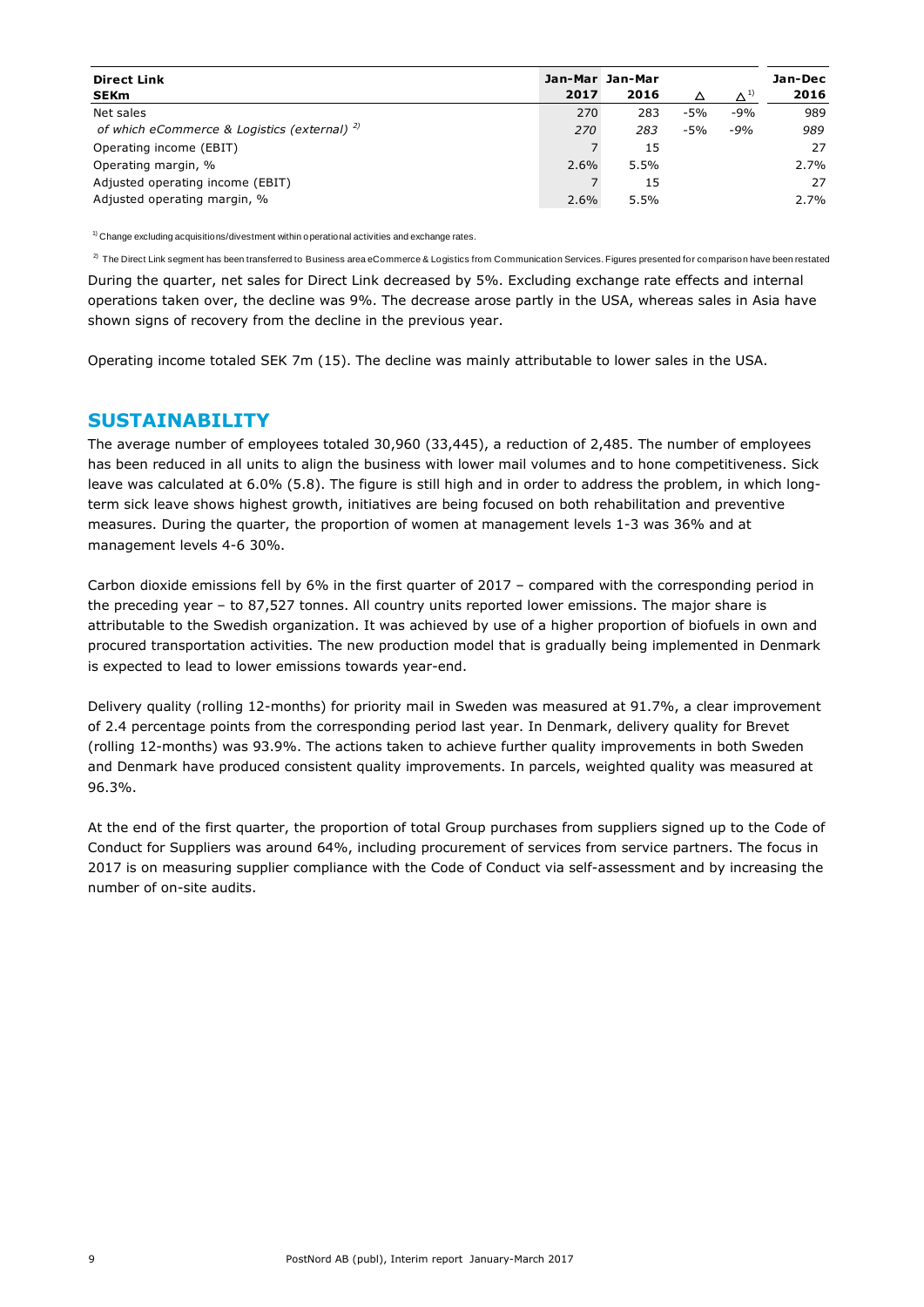| Direct Link<br>SEKm | Jan-Mar<br>2017 | Jan-Mar<br>2016 | Δ | Δ [1] | Jan-Dec<br>2016 |
|---|---|---|---|---|---|
| Net sales | 270 | 283 | -5% | -9% | 989 |
| *of which eCommerce & Logistics (external)* [2] | *270* | *283* | *-5%* | *-9%* | *989* |
| Operating income (EBIT) | 7 | 15 | | | 27 |
| Operating margin, % | 2.6% | 5.5% | | | 2.7% |
| Adjusted operating income (EBIT) | 7 | 15 | | | 27 |
| Adjusted operating margin, % | 2.6% | 5.5% | | | 2.7% |

[1] Change excluding acquisitions/divestment within operational activities and exchange rates.

[2] The Direct Link segment has been transferred to Business area eCommerce & Logistics from Communication Services. Figures presented for comparison have been restated

During the quarter, net sales for Direct Link decreased by 5%. Excluding exchange rate effects and internal operations taken over, the decline was 9%. The decrease arose partly in the USA, whereas sales in Asia have shown signs of recovery from the decline in the previous year.

Operating income totaled SEK 7m (15). The decline was mainly attributable to lower sales in the USA.

## SUSTAINABILITY

The average number of employees totaled 30,960 (33,445), a reduction of 2,485. The number of employees has been reduced in all units to align the business with lower mail volumes and to hone competitiveness. Sick leave was calculated at 6.0% (5.8). The figure is still high and in order to address the problem, in which long-term sick leave shows highest growth, initiatives are being focused on both rehabilitation and preventive measures. During the quarter, the proportion of women at management levels 1-3 was 36% and at management levels 4-6 30%.

Carbon dioxide emissions fell by 6% in the first quarter of 2017 – compared with the corresponding period in the preceding year – to 87,527 tonnes. All country units reported lower emissions. The major share is attributable to the Swedish organization. It was achieved by use of a higher proportion of biofuels in own and procured transportation activities. The new production model that is gradually being implemented in Denmark is expected to lead to lower emissions towards year-end.

Delivery quality (rolling 12-months) for priority mail in Sweden was measured at 91.7%, a clear improvement of 2.4 percentage points from the corresponding period last year. In Denmark, delivery quality for Brevet (rolling 12-months) was 93.9%. The actions taken to achieve further quality improvements in both Sweden and Denmark have produced consistent quality improvements. In parcels, weighted quality was measured at 96.3%.

At the end of the first quarter, the proportion of total Group purchases from suppliers signed up to the Code of Conduct for Suppliers was around 64%, including procurement of services from service partners. The focus in 2017 is on measuring supplier compliance with the Code of Conduct via self-assessment and by increasing the number of on-site audits.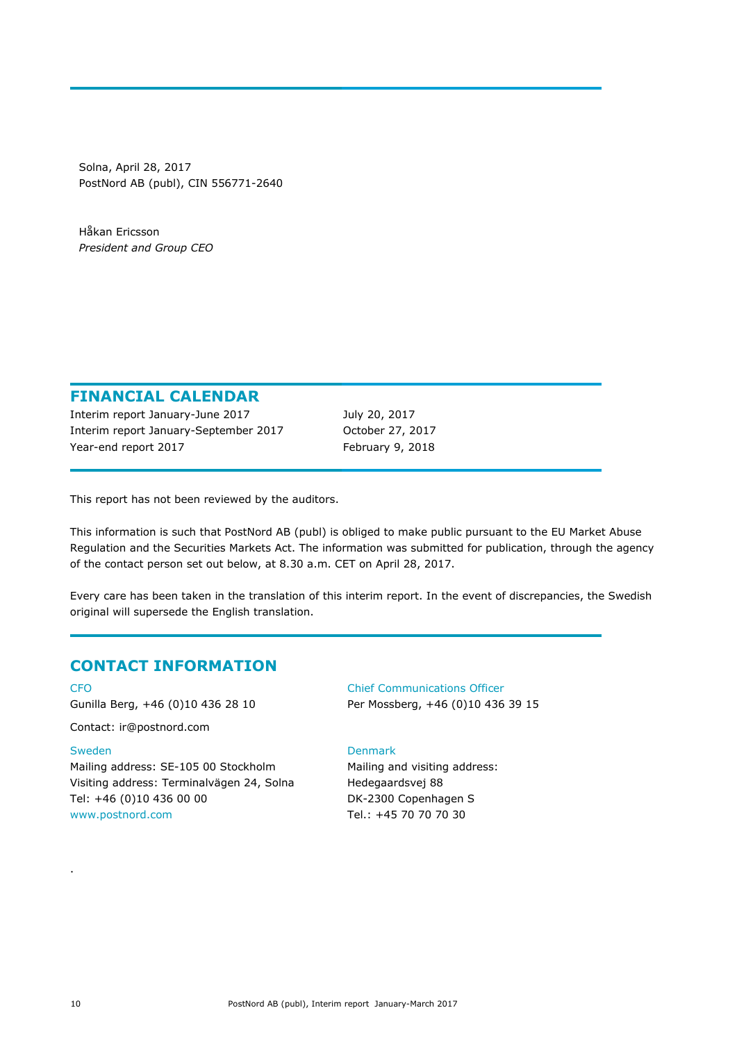Solna, April 28, 2017
PostNord AB (publ), CIN 556771-2640

Håkan Ericsson
*President and Group CEO*

## FINANCIAL CALENDAR

| | |
|---|---|
| Interim report January-June 2017 | July 20, 2017 |
| Interim report January-September 2017 | October 27, 2017 |
| Year-end report 2017 | February 9, 2018 |

This report has not been reviewed by the auditors.

This information is such that PostNord AB (publ) is obliged to make public pursuant to the EU Market Abuse Regulation and the Securities Markets Act. The information was submitted for publication, through the agency of the contact person set out below, at 8.30 a.m. CET on April 28, 2017.

Every care has been taken in the translation of this interim report. In the event of discrepancies, the Swedish original will supersede the English translation.

## CONTACT INFORMATION

CFO
Gunilla Berg, +46 (0)10 436 28 10

Contact: ir@postnord.com

Chief Communications Officer
Per Mossberg, +46 (0)10 436 39 15

Sweden
Mailing address: SE-105 00 Stockholm
Visiting address: Terminalvägen 24, Solna
Tel: +46 (0)10 436 00 00
www.postnord.com

Denmark
Mailing and visiting address:
Hedegaardsvej 88
DK-2300 Copenhagen S
Tel.: +45 70 70 70 30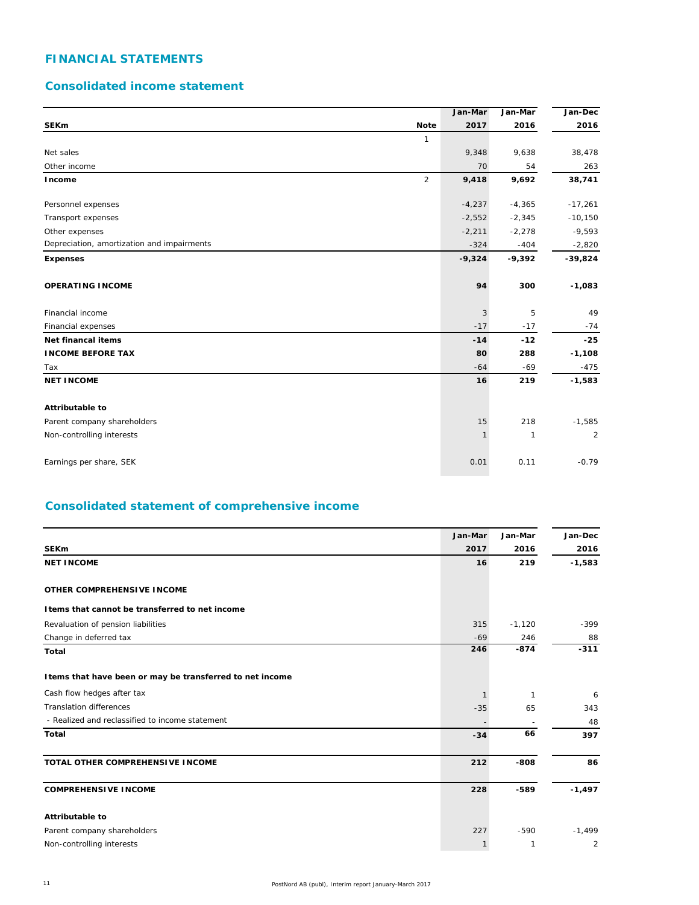# FINANCIAL STATEMENTS

## Consolidated income statement

| SEKm | Note | Jan-Mar 2017 | Jan-Mar 2016 | Jan-Dec 2016 |
|---|---|---|---|---|
| | 1 | | | |
| Net sales | | 9,348 | 9,638 | 38,478 |
| Other income | | 70 | 54 | 263 |
| **Income** | 2 | **9,418** | **9,692** | **38,741** |
| Personnel expenses | | -4,237 | -4,365 | -17,261 |
| Transport expenses | | -2,552 | -2,345 | -10,150 |
| Other expenses | | -2,211 | -2,278 | -9,593 |
| Depreciation, amortization and impairments | | -324 | -404 | -2,820 |
| **Expenses** | | **-9,324** | **-9,392** | **-39,824** |
| **OPERATING INCOME** | | **94** | **300** | **-1,083** |
| Financial income | | 3 | 5 | 49 |
| Financial expenses | | -17 | -17 | -74 |
| **Net financal items** | | **-14** | **-12** | **-25** |
| **INCOME BEFORE TAX** | | **80** | **288** | **-1,108** |
| Tax | | -64 | -69 | -475 |
| **NET INCOME** | | **16** | **219** | **-1,583** |
| **Attributable to** | | | | |
| Parent company shareholders | | 15 | 218 | -1,585 |
| Non-controlling interests | | 1 | 1 | 2 |
| Earnings per share, SEK | | 0.01 | 0.11 | -0.79 |

## Consolidated statement of comprehensive income

| SEKm | Jan-Mar 2017 | Jan-Mar 2016 | Jan-Dec 2016 |
|---|---|---|---|
| **NET INCOME** | **16** | **219** | **-1,583** |
| **OTHER COMPREHENSIVE INCOME** | | | |
| **Items that cannot be transferred to net income** | | | |
| Revaluation of pension liabilities | 315 | -1,120 | -399 |
| Change in deferred tax | -69 | 246 | 88 |
| **Total** | **246** | **-874** | **-311** |
| **Items that have been or may be transferred to net income** | | | |
| Cash flow hedges after tax | 1 | 1 | 6 |
| Translation differences | -35 | 65 | 343 |
| - Realized and reclassified to income statement | - | - | 48 |
| **Total** | **-34** | **66** | **397** |
| **TOTAL OTHER COMPREHENSIVE INCOME** | **212** | **-808** | **86** |
| **COMPREHENSIVE INCOME** | **228** | **-589** | **-1,497** |
| **Attributable to** | | | |
| Parent company shareholders | 227 | -590 | -1,499 |
| Non-controlling interests | 1 | 1 | 2 |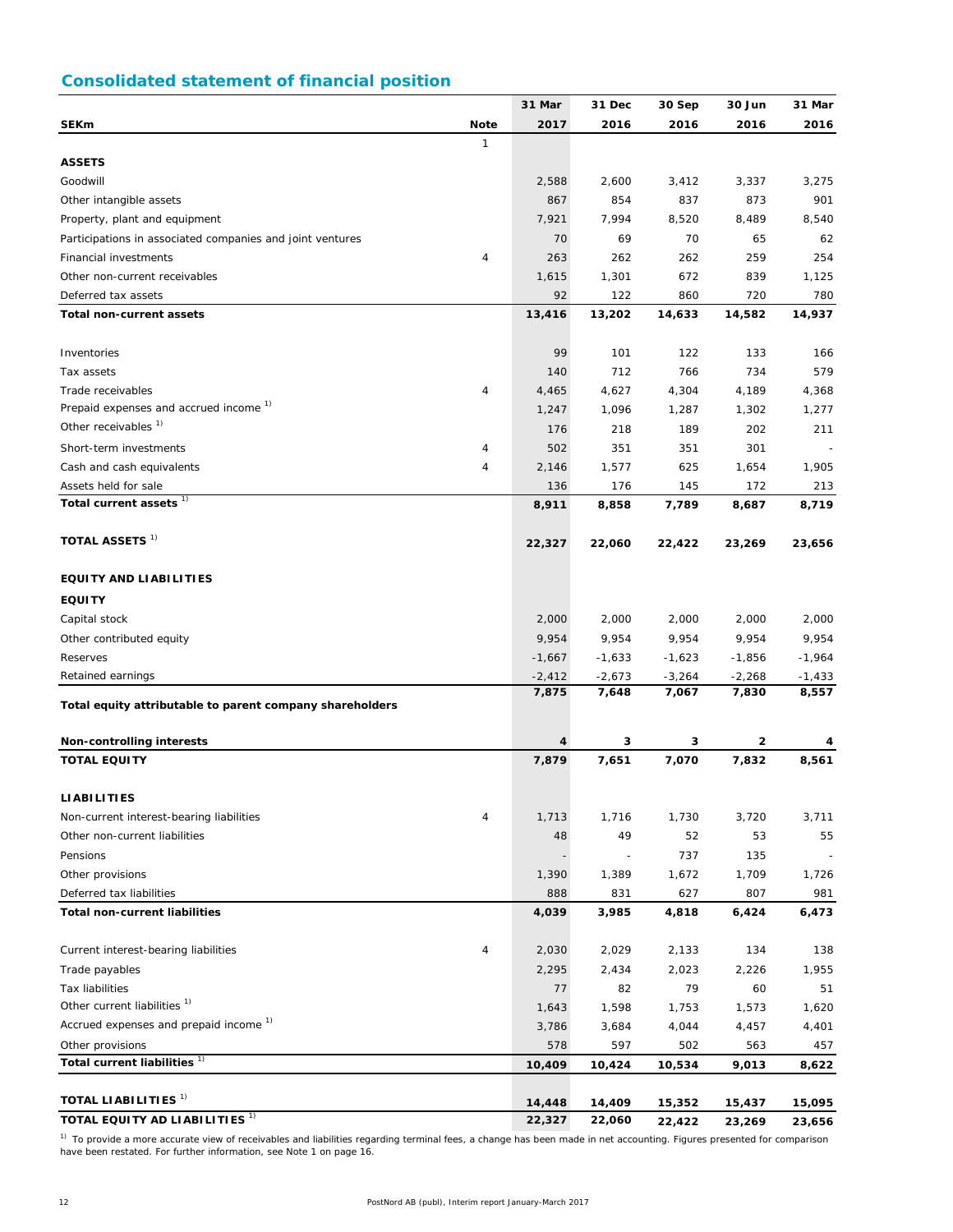## Consolidated statement of financial position

| SEKm | Note | 31 Mar 2017 | 31 Dec 2016 | 30 Sep 2016 | 30 Jun 2016 | 31 Mar 2016 |
|---|---|---|---|---|---|---|
| | 1 | | | | | |
| **ASSETS** | | | | | | |
| Goodwill | | 2,588 | 2,600 | 3,412 | 3,337 | 3,275 |
| Other intangible assets | | 867 | 854 | 837 | 873 | 901 |
| Property, plant and equipment | | 7,921 | 7,994 | 8,520 | 8,489 | 8,540 |
| Participations in associated companies and joint ventures | | 70 | 69 | 70 | 65 | 62 |
| Financial investments | 4 | 263 | 262 | 262 | 259 | 254 |
| Other non-current receivables | | 1,615 | 1,301 | 672 | 839 | 1,125 |
| Deferred tax assets | | 92 | 122 | 860 | 720 | 780 |
| **Total non-current assets** | | **13,416** | **13,202** | **14,633** | **14,582** | **14,937** |
| | | | | | | |
| Inventories | | 99 | 101 | 122 | 133 | 166 |
| Tax assets | | 140 | 712 | 766 | 734 | 579 |
| Trade receivables | 4 | 4,465 | 4,627 | 4,304 | 4,189 | 4,368 |
| Prepaid expenses and accrued income [1)] | | 1,247 | 1,096 | 1,287 | 1,302 | 1,277 |
| Other receivables [1)] | | 176 | 218 | 189 | 202 | 211 |
| Short-term investments | 4 | 502 | 351 | 351 | 301 | - |
| Cash and cash equivalents | 4 | 2,146 | 1,577 | 625 | 1,654 | 1,905 |
| Assets held for sale | | 136 | 176 | 145 | 172 | 213 |
| **Total current assets [1)]** | | **8,911** | **8,858** | **7,789** | **8,687** | **8,719** |
| | | | | | | |
| **TOTAL ASSETS [1)]** | | **22,327** | **22,060** | **22,422** | **23,269** | **23,656** |
| | | | | | | |
| **EQUITY AND LIABILITIES** | | | | | | |
| **EQUITY** | | | | | | |
| Capital stock | | 2,000 | 2,000 | 2,000 | 2,000 | 2,000 |
| Other contributed equity | | 9,954 | 9,954 | 9,954 | 9,954 | 9,954 |
| Reserves | | -1,667 | -1,633 | -1,623 | -1,856 | -1,964 |
| Retained earnings | | -2,412 | -2,673 | -3,264 | -2,268 | -1,433 |
| **Total equity attributable to parent company shareholders** | | **7,875** | **7,648** | **7,067** | **7,830** | **8,557** |
| | | | | | | |
| **Non-controlling interests** | | **4** | **3** | **3** | **2** | **4** |
| **TOTAL EQUITY** | | **7,879** | **7,651** | **7,070** | **7,832** | **8,561** |
| | | | | | | |
| **LIABILITIES** | | | | | | |
| Non-current interest-bearing liabilities | 4 | 1,713 | 1,716 | 1,730 | 3,720 | 3,711 |
| Other non-current liabilities | | 48 | 49 | 52 | 53 | 55 |
| Pensions | | - | - | 737 | 135 | - |
| Other provisions | | 1,390 | 1,389 | 1,672 | 1,709 | 1,726 |
| Deferred tax liabilities | | 888 | 831 | 627 | 807 | 981 |
| **Total non-current liabilities** | | **4,039** | **3,985** | **4,818** | **6,424** | **6,473** |
| | | | | | | |
| Current interest-bearing liabilities | 4 | 2,030 | 2,029 | 2,133 | 134 | 138 |
| Trade payables | | 2,295 | 2,434 | 2,023 | 2,226 | 1,955 |
| Tax liabilities | | 77 | 82 | 79 | 60 | 51 |
| Other current liabilities [1)] | | 1,643 | 1,598 | 1,753 | 1,573 | 1,620 |
| Accrued expenses and prepaid income [1)] | | 3,786 | 3,684 | 4,044 | 4,457 | 4,401 |
| Other provisions | | 578 | 597 | 502 | 563 | 457 |
| **Total current liabilities [1)]** | | **10,409** | **10,424** | **10,534** | **9,013** | **8,622** |
| | | | | | | |
| **TOTAL LIABILITIES [1)]** | | **14,448** | **14,409** | **15,352** | **15,437** | **15,095** |
| **TOTAL EQUITY AD LIABILITIES [1)]** | | **22,327** | **22,060** | **22,422** | **23,269** | **23,656** |

[1)] To provide a more accurate view of receivables and liabilities regarding terminal fees, a change has been made in net accounting. Figures presented for comparison have been restated. For further information, see Note 1 on page 16.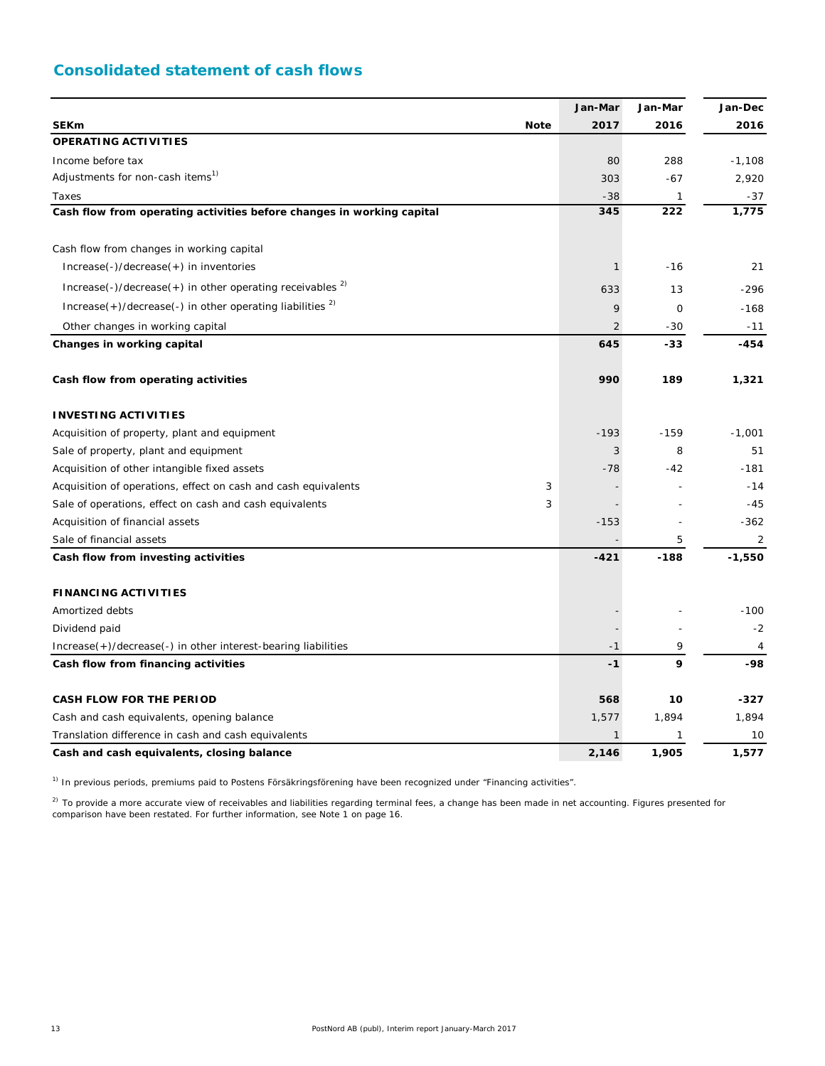## Consolidated statement of cash flows

| SEKm | Note | Jan-Mar 2017 | Jan-Mar 2016 | Jan-Dec 2016 |
|---|---|---|---|---|
| **OPERATING ACTIVITIES** | | | | |
| Income before tax | | 80 | 288 | -1,108 |
| Adjustments for non-cash items[1] | | 303 | -67 | 2,920 |
| Taxes | | -38 | 1 | -37 |
| **Cash flow from operating activities before changes in working capital** | | **345** | **222** | **1,775** |
| | | | | |
| Cash flow from changes in working capital | | | | |
| Increase(-)/decrease(+) in inventories | | 1 | -16 | 21 |
| Increase(-)/decrease(+) in other operating receivables [2] | | 633 | 13 | -296 |
| Increase(+)/decrease(-) in other operating liabilities [2] | | 9 | 0 | -168 |
| Other changes in working capital | | 2 | -30 | -11 |
| **Changes in working capital** | | **645** | **-33** | **-454** |
| | | | | |
| **Cash flow from operating activities** | | **990** | **189** | **1,321** |
| | | | | |
| **INVESTING ACTIVITIES** | | | | |
| Acquisition of property, plant and equipment | | -193 | -159 | -1,001 |
| Sale of property, plant and equipment | | 3 | 8 | 51 |
| Acquisition of other intangible fixed assets | | -78 | -42 | -181 |
| Acquisition of operations, effect on cash and cash equivalents | 3 | - | - | -14 |
| Sale of operations, effect on cash and cash equivalents | 3 | - | - | -45 |
| Acquisition of financial assets | | -153 | - | -362 |
| Sale of financial assets | | - | 5 | 2 |
| **Cash flow from investing activities** | | **-421** | **-188** | **-1,550** |
| | | | | |
| **FINANCING ACTIVITIES** | | | | |
| Amortized debts | | - | - | -100 |
| Dividend paid | | - | - | -2 |
| Increase(+)/decrease(-) in other interest-bearing liabilities | | -1 | 9 | 4 |
| **Cash flow from financing activities** | | **-1** | **9** | **-98** |
| | | | | |
| **CASH FLOW FOR THE PERIOD** | | **568** | **10** | **-327** |
| Cash and cash equivalents, opening balance | | 1,577 | 1,894 | 1,894 |
| Translation difference in cash and cash equivalents | | 1 | 1 | 10 |
| **Cash and cash equivalents, closing balance** | | **2,146** | **1,905** | **1,577** |

[1] In previous periods, premiums paid to Postens Försäkringsförening have been recognized under "Financing activities".

[2] To provide a more accurate view of receivables and liabilities regarding terminal fees, a change has been made in net accounting. Figures presented for comparison have been restated. For further information, see Note 1 on page 16.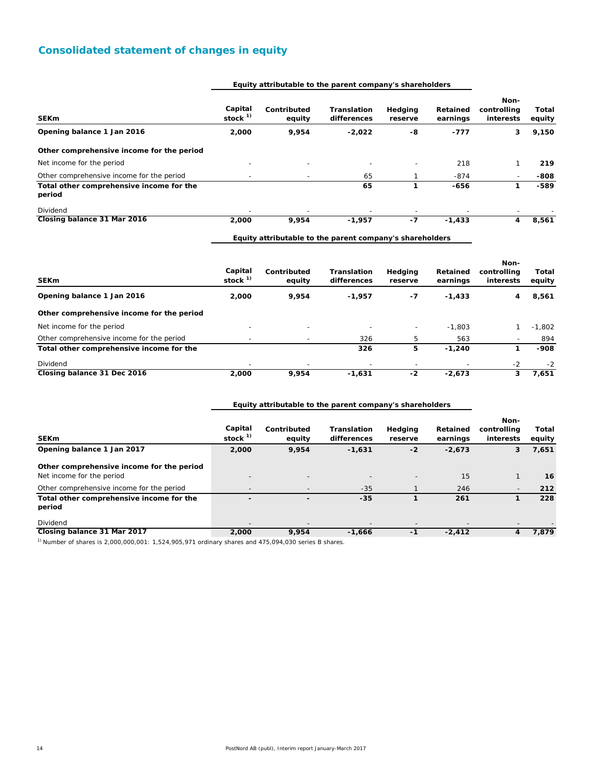## Consolidated statement of changes in equity

| | Equity attributable to the parent company's shareholders | | | | | | |
|---|---|---|---|---|---|---|---|
| SEKm | Capital stock [1] | Contributed equity | Translation differences | Hedging reserve | Retained earnings | Non-controlling interests | Total equity |
| **Opening balance 1 Jan 2016** | **2,000** | **9,954** | **-2,022** | **-8** | **-777** | **3** | **9,150** |
| **Other comprehensive income for the period** | | | | | | | |
| Net income for the period | - | - | - | - | 218 | 1 | **219** |
| Other comprehensive income for the period | - | - | 65 | 1 | -874 | - | **-808** |
| **Total other comprehensive income for the period** | | | **65** | **1** | **-656** | **1** | **-589** |
| Dividend | - | - | - | - | - | - | - |
| **Closing balance 31 Mar 2016** | **2,000** | **9,954** | **-1,957** | **-7** | **-1,433** | **4** | **8,561** |

| | Equity attributable to the parent company's shareholders | | | | | | |
|---|---|---|---|---|---|---|---|
| SEKm | Capital stock [1] | Contributed equity | Translation differences | Hedging reserve | Retained earnings | Non-controlling interests | Total equity |
| **Opening balance 1 Jan 2016** | **2,000** | **9,954** | **-1,957** | **-7** | **-1,433** | **4** | **8,561** |
| **Other comprehensive income for the period** | | | | | | | |
| Net income for the period | - | - | - | - | -1,803 | 1 | -1,802 |
| Other comprehensive income for the period | - | - | 326 | 5 | 563 | - | 894 |
| **Total other comprehensive income for the** | | | **326** | **5** | **-1,240** | **1** | **-908** |
| Dividend | - | - | - | - | - | -2 | -2 |
| **Closing balance 31 Dec 2016** | **2,000** | **9,954** | **-1,631** | **-2** | **-2,673** | **3** | **7,651** |

| | Equity attributable to the parent company's shareholders | | | | | | |
|---|---|---|---|---|---|---|---|
| SEKm | Capital stock [1] | Contributed equity | Translation differences | Hedging reserve | Retained earnings | Non-controlling interests | Total equity |
| **Opening balance 1 Jan 2017** | **2,000** | **9,954** | **-1,631** | **-2** | **-2,673** | **3** | **7,651** |
| **Other comprehensive income for the period** | | | | | | | |
| Net income for the period | - | - | - | - | 15 | 1 | **16** |
| Other comprehensive income for the period | - | - | -35 | 1 | 246 | - | **212** |
| **Total other comprehensive income for the period** | **-** | **-** | **-35** | **1** | **261** | **1** | **228** |
| Dividend | - | - | - | - | - | - | - |
| **Closing balance 31 Mar 2017** | **2,000** | **9,954** | **-1,666** | **-1** | **-2,412** | **4** | **7,879** |

[1] Number of shares is 2,000,000,001: 1,524,905,971 ordinary shares and 475,094,030 series B shares.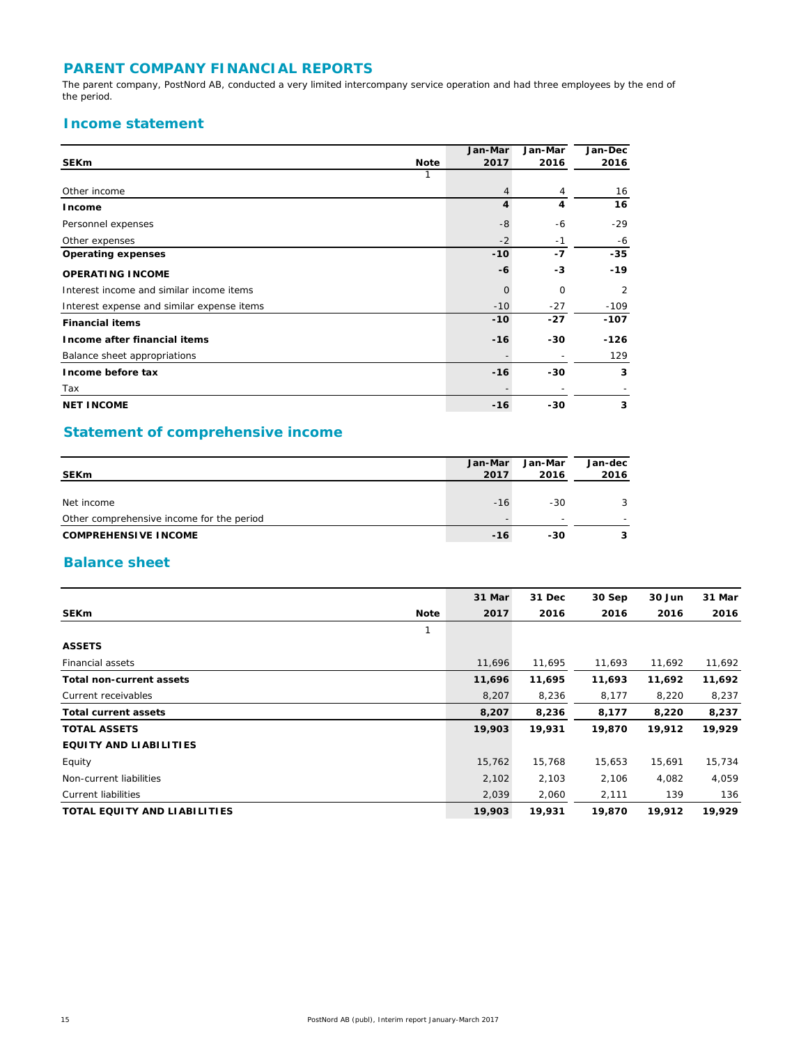# PARENT COMPANY FINANCIAL REPORTS

The parent company, PostNord AB, conducted a very limited intercompany service operation and had three employees by the end of the period.

## Income statement

| SEKm | Note | Jan-Mar 2017 | Jan-Mar 2016 | Jan-Dec 2016 |
|---|---|---|---|---|
| | 1 | | | |
| Other income | | 4 | 4 | 16 |
| **Income** | | **4** | **4** | **16** |
| Personnel expenses | | -8 | -6 | -29 |
| Other expenses | | -2 | -1 | -6 |
| **Operating expenses** | | **-10** | **-7** | **-35** |
| **OPERATING INCOME** | | **-6** | **-3** | **-19** |
| Interest income and similar income items | | 0 | 0 | 2 |
| Interest expense and similar expense items | | -10 | -27 | -109 |
| **Financial items** | | **-10** | **-27** | **-107** |
| **Income after financial items** | | **-16** | **-30** | **-126** |
| Balance sheet appropriations | | - | - | 129 |
| **Income before tax** | | **-16** | **-30** | **3** |
| Tax | | - | - | - |
| **NET INCOME** | | **-16** | **-30** | **3** |

## Statement of comprehensive income

| SEKm | Jan-Mar 2017 | Jan-Mar 2016 | Jan-dec 2016 |
|---|---|---|---|
| Net income | -16 | -30 | 3 |
| Other comprehensive income for the period | - | - | - |
| **COMPREHENSIVE INCOME** | **-16** | **-30** | **3** |

## Balance sheet

| SEKm | Note | 31 Mar 2017 | 31 Dec 2016 | 30 Sep 2016 | 30 Jun 2016 | 31 Mar 2016 |
|---|---|---|---|---|---|---|
| | 1 | | | | | |
| **ASSETS** | | | | | | |
| Financial assets | | 11,696 | 11,695 | 11,693 | 11,692 | 11,692 |
| **Total non-current assets** | | **11,696** | **11,695** | **11,693** | **11,692** | **11,692** |
| Current receivables | | 8,207 | 8,236 | 8,177 | 8,220 | 8,237 |
| **Total current assets** | | **8,207** | **8,236** | **8,177** | **8,220** | **8,237** |
| **TOTAL ASSETS** | | **19,903** | **19,931** | **19,870** | **19,912** | **19,929** |
| **EQUITY AND LIABILITIES** | | | | | | |
| Equity | | 15,762 | 15,768 | 15,653 | 15,691 | 15,734 |
| Non-current liabilities | | 2,102 | 2,103 | 2,106 | 4,082 | 4,059 |
| Current liabilities | | 2,039 | 2,060 | 2,111 | 139 | 136 |
| **TOTAL EQUITY AND LIABILITIES** | | **19,903** | **19,931** | **19,870** | **19,912** | **19,929** |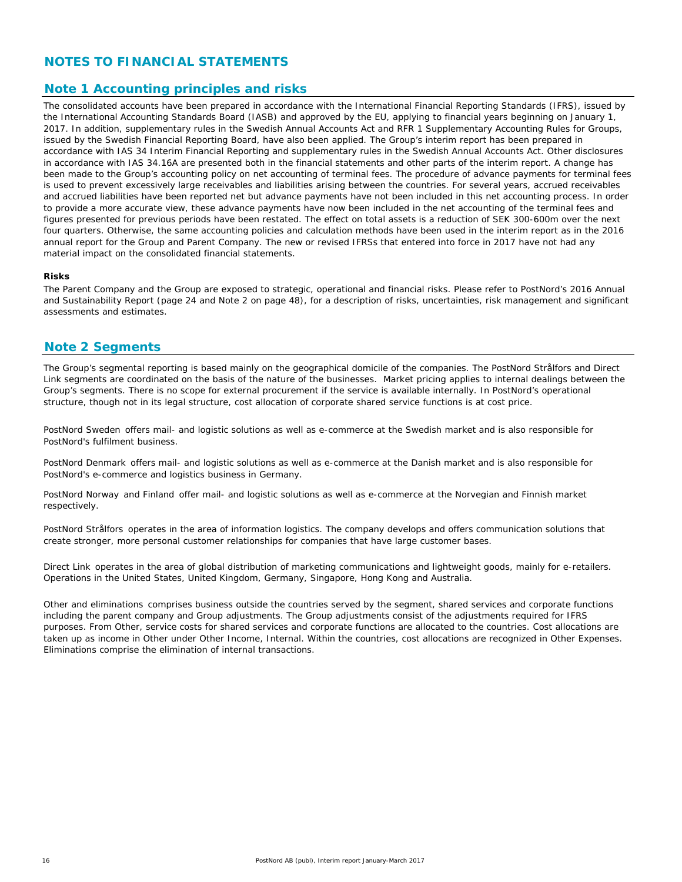# NOTES TO FINANCIAL STATEMENTS

## Note 1 Accounting principles and risks

The consolidated accounts have been prepared in accordance with the International Financial Reporting Standards (IFRS), issued by the International Accounting Standards Board (IASB) and approved by the EU, applying to financial years beginning on January 1, 2017. In addition, supplementary rules in the Swedish Annual Accounts Act and RFR 1 Supplementary Accounting Rules for Groups, issued by the Swedish Financial Reporting Board, have also been applied. The Group's interim report has been prepared in accordance with IAS 34 Interim Financial Reporting and supplementary rules in the Swedish Annual Accounts Act. Other disclosures in accordance with IAS 34.16A are presented both in the financial statements and other parts of the interim report. A change has been made to the Group's accounting policy on net accounting of terminal fees. The procedure of advance payments for terminal fees is used to prevent excessively large receivables and liabilities arising between the countries. For several years, accrued receivables and accrued liabilities have been reported net but advance payments have not been included in this net accounting process. In order to provide a more accurate view, these advance payments have now been included in the net accounting of the terminal fees and figures presented for previous periods have been restated. The effect on total assets is a reduction of SEK 300-600m over the next four quarters. Otherwise, the same accounting policies and calculation methods have been used in the interim report as in the 2016 annual report for the Group and Parent Company. The new or revised IFRSs that entered into force in 2017 have not had any material impact on the consolidated financial statements.

**Risks**

The Parent Company and the Group are exposed to strategic, operational and financial risks. Please refer to PostNord's 2016 Annual and Sustainability Report (page 24 and Note 2 on page 48), for a description of risks, uncertainties, risk management and significant assessments and estimates.

## Note 2 Segments

The Group's segmental reporting is based mainly on the geographical domicile of the companies. The PostNord Strålfors and Direct Link segments are coordinated on the basis of the nature of the businesses. Market pricing applies to internal dealings between the Group's segments. There is no scope for external procurement if the service is available internally. In PostNord's operational structure, though not in its legal structure, cost allocation of corporate shared service functions is at cost price.

*PostNord Sweden* offers mail- and logistic solutions as well as e-commerce at the Swedish market and is also responsible for PostNord's fulfilment business.

*PostNord Denmark* offers mail- and logistic solutions as well as e-commerce at the Danish market and is also responsible for PostNord's e-commerce and logistics business in Germany.

*PostNord Norway* and *Finland* offer mail- and logistic solutions as well as e-commerce at the Norvegian and Finnish market respectively.

*PostNord Strålfors* operates in the area of information logistics. The company develops and offers communication solutions that create stronger, more personal customer relationships for companies that have large customer bases.

*Direct Link* operates in the area of global distribution of marketing communications and lightweight goods, mainly for e-retailers. Operations in the United States, United Kingdom, Germany, Singapore, Hong Kong and Australia.

*Other and eliminations* comprises business outside the countries served by the segment, shared services and corporate functions including the parent company and Group adjustments. The Group adjustments consist of the adjustments required for IFRS purposes. From Other, service costs for shared services and corporate functions are allocated to the countries. Cost allocations are taken up as income in Other under Other Income, Internal. Within the countries, cost allocations are recognized in Other Expenses. Eliminations comprise the elimination of internal transactions.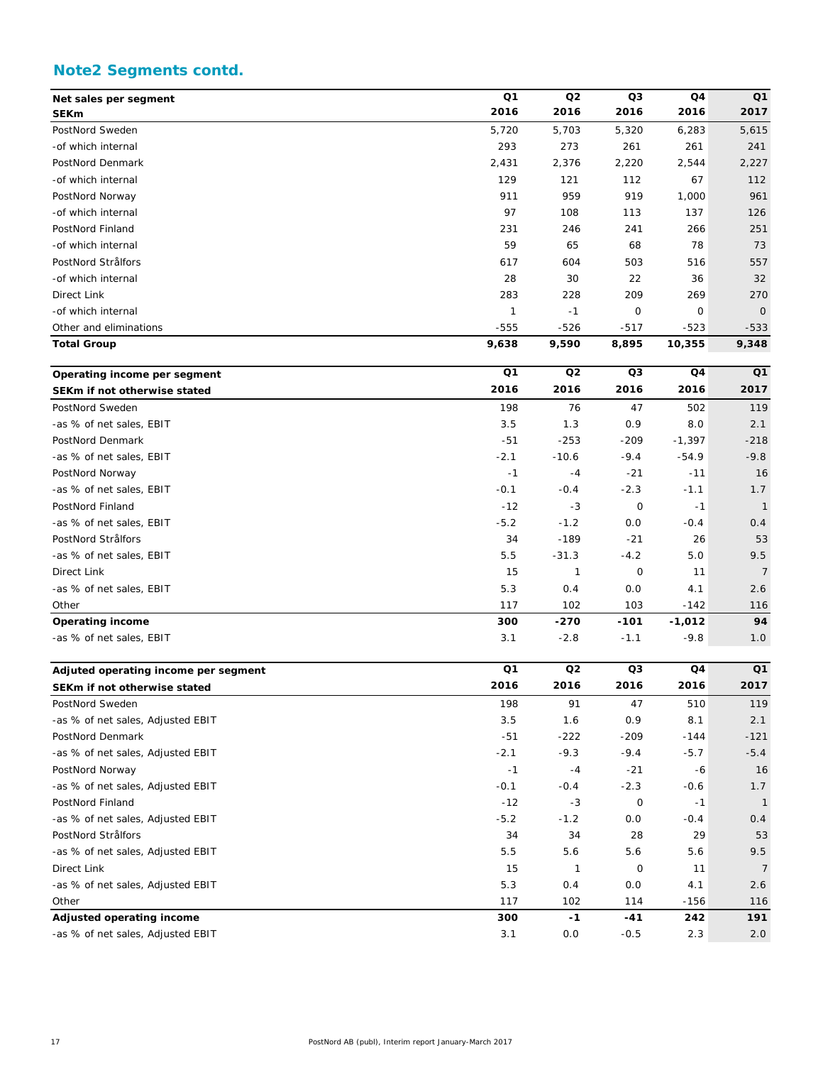## Note2 Segments contd.

| Net sales per segment<br>SEKm | Q1<br>2016 | Q2<br>2016 | Q3<br>2016 | Q4<br>2016 | Q1<br>2017 |
|---|---|---|---|---|---|
| PostNord Sweden | 5,720 | 5,703 | 5,320 | 6,283 | 5,615 |
| -of which internal | 293 | 273 | 261 | 261 | 241 |
| PostNord Denmark | 2,431 | 2,376 | 2,220 | 2,544 | 2,227 |
| -of which internal | 129 | 121 | 112 | 67 | 112 |
| PostNord Norway | 911 | 959 | 919 | 1,000 | 961 |
| -of which internal | 97 | 108 | 113 | 137 | 126 |
| PostNord Finland | 231 | 246 | 241 | 266 | 251 |
| -of which internal | 59 | 65 | 68 | 78 | 73 |
| PostNord Strålfors | 617 | 604 | 503 | 516 | 557 |
| -of which internal | 28 | 30 | 22 | 36 | 32 |
| Direct Link | 283 | 228 | 209 | 269 | 270 |
| -of which internal | 1 | -1 | 0 | 0 | 0 |
| Other and eliminations | -555 | -526 | -517 | -523 | -533 |
| **Total Group** | **9,638** | **9,590** | **8,895** | **10,355** | **9,348** |

| Operating income per segment<br>SEKm if not otherwise stated | Q1<br>2016 | Q2<br>2016 | Q3<br>2016 | Q4<br>2016 | Q1<br>2017 |
|---|---|---|---|---|---|
| PostNord Sweden | 198 | 76 | 47 | 502 | 119 |
| -as % of net sales, EBIT | 3.5 | 1.3 | 0.9 | 8.0 | 2.1 |
| PostNord Denmark | -51 | -253 | -209 | -1,397 | -218 |
| -as % of net sales, EBIT | -2.1 | -10.6 | -9.4 | -54.9 | -9.8 |
| PostNord Norway | -1 | -4 | -21 | -11 | 16 |
| -as % of net sales, EBIT | -0.1 | -0.4 | -2.3 | -1.1 | 1.7 |
| PostNord Finland | -12 | -3 | 0 | -1 | 1 |
| -as % of net sales, EBIT | -5.2 | -1.2 | 0.0 | -0.4 | 0.4 |
| PostNord Strålfors | 34 | -189 | -21 | 26 | 53 |
| -as % of net sales, EBIT | 5.5 | -31.3 | -4.2 | 5.0 | 9.5 |
| Direct Link | 15 | 1 | 0 | 11 | 7 |
| -as % of net sales, EBIT | 5.3 | 0.4 | 0.0 | 4.1 | 2.6 |
| Other | 117 | 102 | 103 | -142 | 116 |
| **Operating income** | **300** | **-270** | **-101** | **-1,012** | **94** |
| -as % of net sales, EBIT | 3.1 | -2.8 | -1.1 | -9.8 | 1.0 |

| Adjuted operating income per segment<br>SEKm if not otherwise stated | Q1<br>2016 | Q2<br>2016 | Q3<br>2016 | Q4<br>2016 | Q1<br>2017 |
|---|---|---|---|---|---|
| PostNord Sweden | 198 | 91 | 47 | 510 | 119 |
| -as % of net sales, Adjusted EBIT | 3.5 | 1.6 | 0.9 | 8.1 | 2.1 |
| PostNord Denmark | -51 | -222 | -209 | -144 | -121 |
| -as % of net sales, Adjusted EBIT | -2.1 | -9.3 | -9.4 | -5.7 | -5.4 |
| PostNord Norway | -1 | -4 | -21 | -6 | 16 |
| -as % of net sales, Adjusted EBIT | -0.1 | -0.4 | -2.3 | -0.6 | 1.7 |
| PostNord Finland | -12 | -3 | 0 | -1 | 1 |
| -as % of net sales, Adjusted EBIT | -5.2 | -1.2 | 0.0 | -0.4 | 0.4 |
| PostNord Strålfors | 34 | 34 | 28 | 29 | 53 |
| -as % of net sales, Adjusted EBIT | 5.5 | 5.6 | 5.6 | 5.6 | 9.5 |
| Direct Link | 15 | 1 | 0 | 11 | 7 |
| -as % of net sales, Adjusted EBIT | 5.3 | 0.4 | 0.0 | 4.1 | 2.6 |
| Other | 117 | 102 | 114 | -156 | 116 |
| **Adjusted operating income** | **300** | **-1** | **-41** | **242** | **191** |
| -as % of net sales, Adjusted EBIT | 3.1 | 0.0 | -0.5 | 2.3 | 2.0 |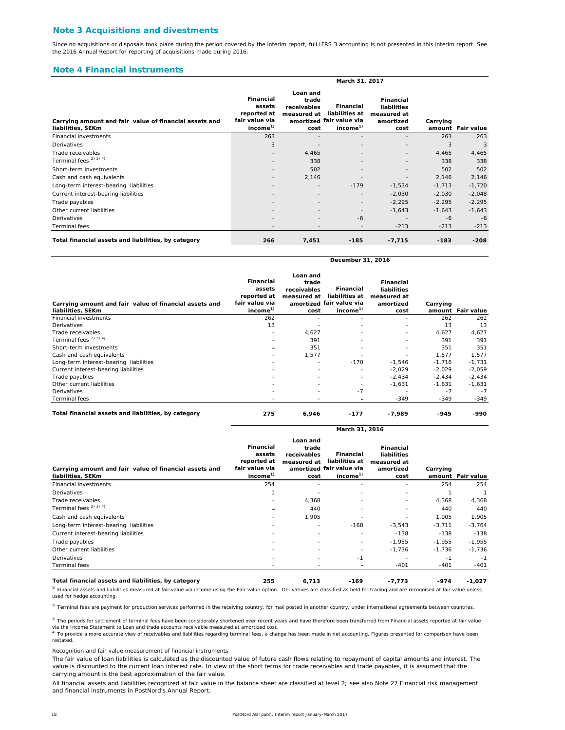## Note 3 Acquisitions and divestments

Since no acquisitions or disposals took place during the period covered by the interim report, full IFRS 3 accounting is not presented in this interim report. See the 2016 Annual Report for reporting of acquisitions made during 2016.

## Note 4 Financial instruments

| | March 31, 2017 | | | | | |
|---|---|---|---|---|---|---|
| Carrying amount and fair value of financial assets and liabilities, SEKm | Financial assets reported at fair value via income[1] | Loan and trade receivables measured at amortized cost | Financial liabilities at fair value via income[1] | Financial liabilities measured at amortized cost | Carrying amount | Fair value |
| Financial investments | 263 | - | - | - | 263 | 263 |
| Derivatives | 3 | - | - | - | 3 | 3 |
| Trade receivables | - | 4,465 | - | - | 4,465 | 4,465 |
| Terminal fees [2) 3) 4)] | - | 338 | - | - | 338 | 338 |
| Short-term investments | - | 502 | - | - | 502 | 502 |
| Cash and cash equivalents | - | 2,146 | - | - | 2,146 | 2,146 |
| Long-term interest-bearing liabilities | - | - | -179 | -1,534 | -1,713 | -1,720 |
| Current interest-bearing liabilities | - | - | - | -2,030 | -2,030 | -2,048 |
| Trade payables | - | - | - | -2,295 | -2,295 | -2,295 |
| Other current liabilities | - | - | - | -1,643 | -1,643 | -1,643 |
| Derivatives | - | - | -6 | - | -6 | -6 |
| Terminal fees | - | - | - | -213 | -213 | -213 |
| **Total financial assets and liabilities, by category** | **266** | **7,451** | **-185** | **-7,715** | **-183** | **-208** |

| | December 31, 2016 | | | | | |
|---|---|---|---|---|---|---|
| Carrying amount and fair value of financial assets and liabilities, SEKm | Financial assets reported at fair value via income[1] | Loan and trade receivables measured at amortized cost | Financial liabilities at fair value via income[1] | Financial liabilities measured at amortized cost | Carrying amount | Fair value |
| Financial investments | 262 | - | - | - | 262 | 262 |
| Derivatives | 13 | - | - | - | 13 | 13 |
| Trade receivables | - | 4,627 | - | - | 4,627 | 4,627 |
| Terminal fees [2) 3) 4)] | – | 391 | - | - | 391 | 391 |
| Short-term investments | – | 351 | - | - | 351 | 351 |
| Cash and cash equivalents | - | 1,577 | - | - | 1,577 | 1,577 |
| Long-term interest-bearing liabilities | - | - | -170 | -1,546 | -1,716 | -1,731 |
| Current interest-bearing liabilities | - | - | - | -2,029 | -2,029 | -2,059 |
| Trade payables | - | - | - | -2,434 | -2,434 | -2,434 |
| Other current liabilities | - | - | - | -1,631 | -1,631 | -1,631 |
| Derivatives | - | - | -7 | - | -7 | -7 |
| Terminal fees | - | - | – | -349 | -349 | -349 |
| **Total financial assets and liabilities, by category** | **275** | **6,946** | **-177** | **-7,989** | **-945** | **-990** |

| | March 31, 2016 | | | | | |
|---|---|---|---|---|---|---|
| Carrying amount and fair value of financial assets and liabilities, SEKm | Financial assets reported at fair value via income[1] | Loan and trade receivables measured at amortized cost | Financial liabilities at fair value via income[1] | Financial liabilities measured at amortized cost | Carrying amount | Fair value |
| Financial investments | 254 | - | - | - | 254 | 254 |
| Derivatives | 1 | - | - | - | 1 | 1 |
| Trade receivables | - | 4,368 | - | - | 4,368 | 4,368 |
| Terminal fees [2) 3) 4)] | – | 440 | - | - | 440 | 440 |
| Cash and cash equivalents | - | 1,905 | - | - | 1,905 | 1,905 |
| Long-term interest-bearing liabilities | - | - | -168 | -3,543 | -3,711 | -3,764 |
| Current interest-bearing liabilities | - | - | - | -138 | -138 | -138 |
| Trade payables | - | - | - | -1,955 | -1,955 | -1,955 |
| Other current liabilities | - | - | - | -1,736 | -1,736 | -1,736 |
| Derivatives | - | - | -1 | - | -1 | -1 |
| Terminal fees | - | - | – | -401 | -401 | -401 |
| **Total financial assets and liabilities, by category** | **255** | **6,713** | **-169** | **-7,773** | **-974** | **-1,027** |

[1)] Financial assets and liabilities measured at fair value via income using the Fair value option. Derivatives are classified as held for trading and are recognised at fair value unless used for hedge accounting.

[2)] Terminal fees are payment for production services performed in the receiving country, for mail posted in another country, under international agreements between countries.

[3)] The periods for settlement of terminal fees have been considerably shortened over recent years and have therefore been transferred from Financial assets reported at fair value via the Income Statement to Loan and trade accounts receivable measured at amortized cost.

[4)] To provide a more accurate view of receivables and liabilities regarding terminal fees, a change has been made in net accounting. Figures presented for comparison have been restated.

Recognition and fair value measurement of financial instruments

The fair value of loan liabilities is calculated as the discounted value of future cash flows relating to repayment of capital amounts and interest. The value is discounted to the current loan interest rate. In view of the short terms for trade receivables and trade payables, it is assumed that the carrying amount is the best approximation of the fair value.

All financial assets and liabilities recognized at fair value in the balance sheet are classified at level 2; see also Note 27 Financial risk management and financial instruments in PostNord's Annual Report.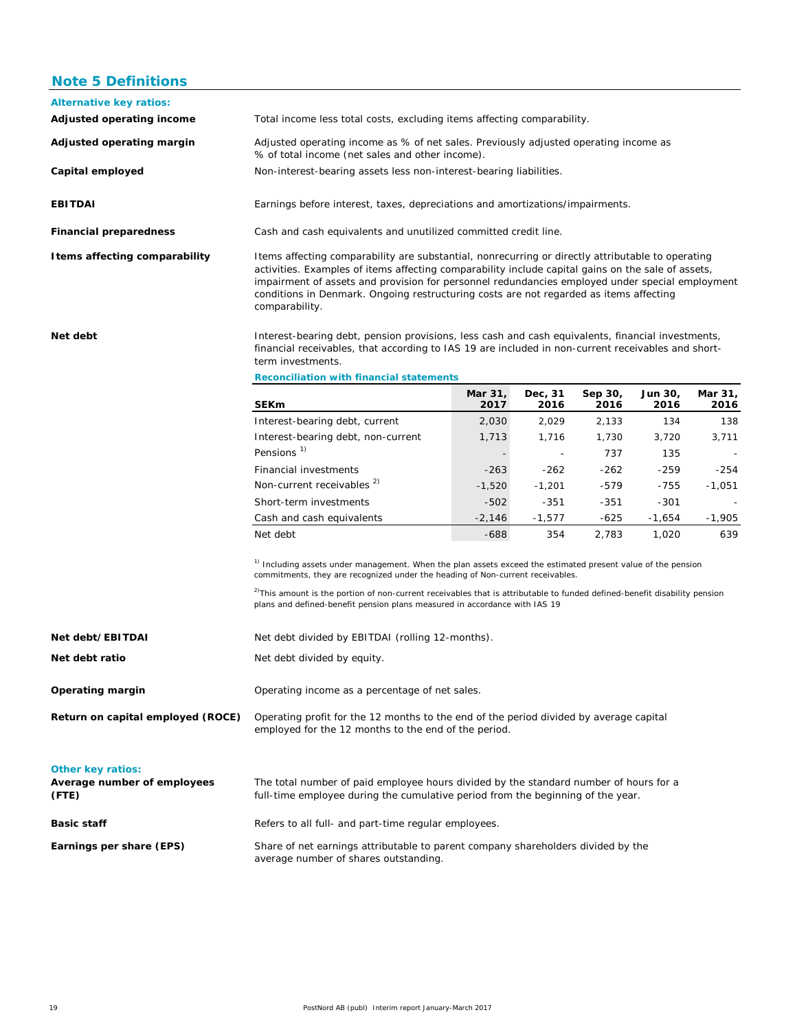## Note 5 Definitions

**Alternative key ratios:**

**Adjusted operating income**
Total income less total costs, excluding items affecting comparability.

**Adjusted operating margin**
Adjusted operating income as % of net sales. Previously adjusted operating income as % of total income (net sales and other income).

**Capital employed**
Non-interest-bearing assets less non-interest-bearing liabilities.

**EBITDAI**
Earnings before interest, taxes, depreciations and amortizations/impairments.

**Financial preparedness**
Cash and cash equivalents and unutilized committed credit line.

**Items affecting comparability**
Items affecting comparability are substantial, nonrecurring or directly attributable to operating activities. Examples of items affecting comparability include capital gains on the sale of assets, impairment of assets and provision for personnel redundancies employed under special employment conditions in Denmark. Ongoing restructuring costs are not regarded as items affecting comparability.

**Net debt**
Interest-bearing debt, pension provisions, less cash and cash equivalents, financial investments, financial receivables, that according to IAS 19 are included in non-current receivables and short-term investments.

**Reconciliation with financial statements**

| SEKm | Mar 31, 2017 | Dec, 31 2016 | Sep 30, 2016 | Jun 30, 2016 | Mar 31, 2016 |
|---|---|---|---|---|---|
| Interest-bearing debt, current | 2,030 | 2,029 | 2,133 | 134 | 138 |
| Interest-bearing debt, non-current | 1,713 | 1,716 | 1,730 | 3,720 | 3,711 |
| Pensions [1] | - | - | 737 | 135 | - |
| Financial investments | -263 | -262 | -262 | -259 | -254 |
| Non-current receivables [2] | -1,520 | -1,201 | -579 | -755 | -1,051 |
| Short-term investments | -502 | -351 | -351 | -301 | - |
| Cash and cash equivalents | -2,146 | -1,577 | -625 | -1,654 | -1,905 |
| Net debt | -688 | 354 | 2,783 | 1,020 | 639 |

[1] Including assets under management. When the plan assets exceed the estimated present value of the pension commitments, they are recognized under the heading of Non-current receivables.

[2] This amount is the portion of non-current receivables that is attributable to funded defined-benefit disability pension plans and defined-benefit pension plans measured in accordance with IAS 19

**Net debt/EBITDAI**
Net debt divided by EBITDAI (rolling 12-months).

**Net debt ratio**
Net debt divided by equity.

**Operating margin**
Operating income as a percentage of net sales.

**Return on capital employed (ROCE)**
Operating profit for the 12 months to the end of the period divided by average capital employed for the 12 months to the end of the period.

**Other key ratios:**

**Average number of employees (FTE)**
The total number of paid employee hours divided by the standard number of hours for a full-time employee during the cumulative period from the beginning of the year.

**Basic staff**
Refers to all full- and part-time regular employees.

**Earnings per share (EPS)**
Share of net earnings attributable to parent company shareholders divided by the average number of shares outstanding.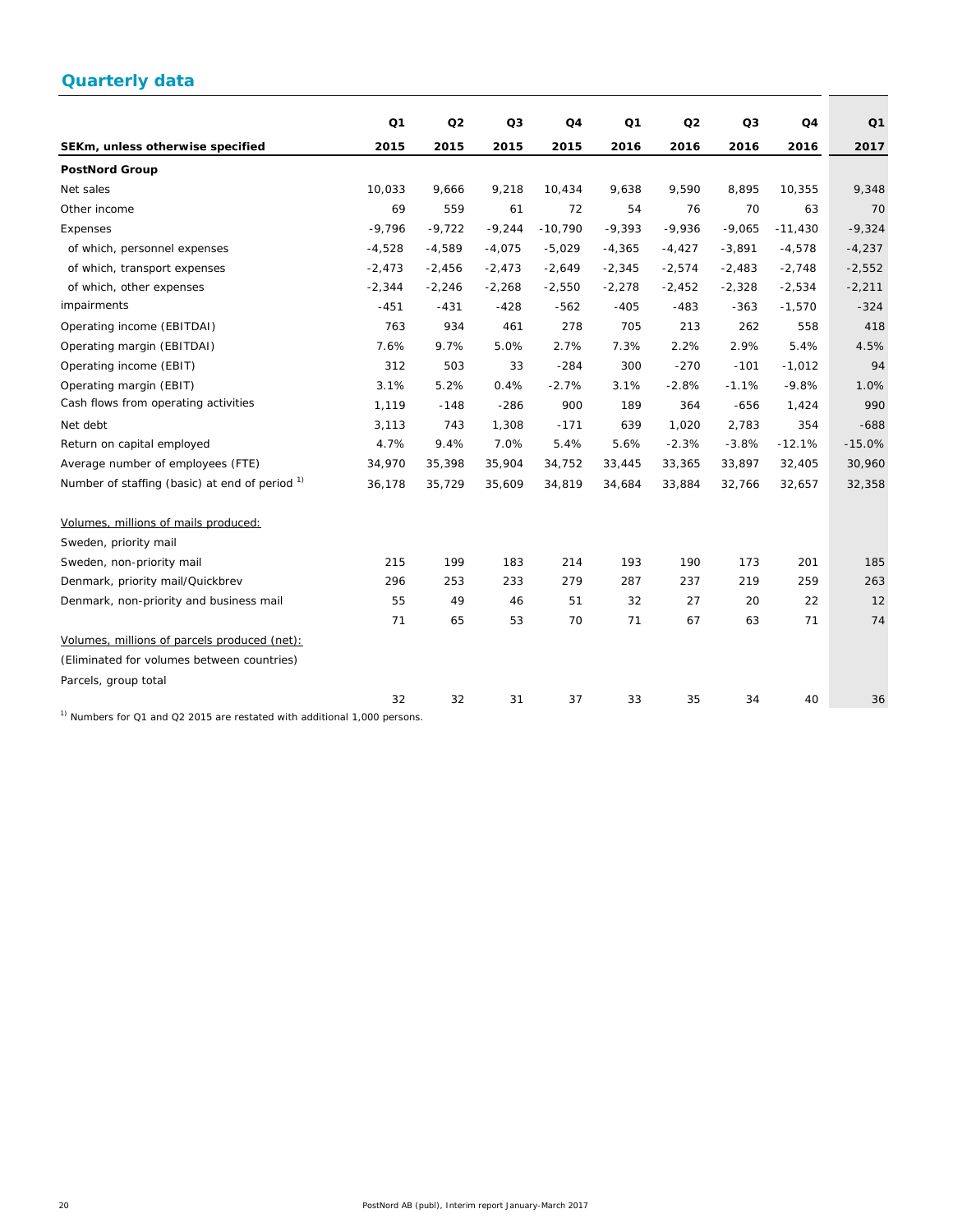## Quarterly data

| SEKm, unless otherwise specified | Q1 2015 | Q2 2015 | Q3 2015 | Q4 2015 | Q1 2016 | Q2 2016 | Q3 2016 | Q4 2016 | Q1 2017 |
|---|---|---|---|---|---|---|---|---|---|
| **PostNord Group** | | | | | | | | | |
| Net sales | 10,033 | 9,666 | 9,218 | 10,434 | 9,638 | 9,590 | 8,895 | 10,355 | 9,348 |
| Other income | 69 | 559 | 61 | 72 | 54 | 76 | 70 | 63 | 70 |
| Expenses | -9,796 | -9,722 | -9,244 | -10,790 | -9,393 | -9,936 | -9,065 | -11,430 | -9,324 |
| of which, personnel expenses | -4,528 | -4,589 | -4,075 | -5,029 | -4,365 | -4,427 | -3,891 | -4,578 | -4,237 |
| of which, transport expenses | -2,473 | -2,456 | -2,473 | -2,649 | -2,345 | -2,574 | -2,483 | -2,748 | -2,552 |
| of which, other expenses | -2,344 | -2,246 | -2,268 | -2,550 | -2,278 | -2,452 | -2,328 | -2,534 | -2,211 |
| impairments | -451 | -431 | -428 | -562 | -405 | -483 | -363 | -1,570 | -324 |
| Operating income (EBITDAI) | 763 | 934 | 461 | 278 | 705 | 213 | 262 | 558 | 418 |
| Operating margin (EBITDAI) | 7.6% | 9.7% | 5.0% | 2.7% | 7.3% | 2.2% | 2.9% | 5.4% | 4.5% |
| Operating income (EBIT) | 312 | 503 | 33 | -284 | 300 | -270 | -101 | -1,012 | 94 |
| Operating margin (EBIT) | 3.1% | 5.2% | 0.4% | -2.7% | 3.1% | -2.8% | -1.1% | -9.8% | 1.0% |
| Cash flows from operating activities | 1,119 | -148 | -286 | 900 | 189 | 364 | -656 | 1,424 | 990 |
| Net debt | 3,113 | 743 | 1,308 | -171 | 639 | 1,020 | 2,783 | 354 | -688 |
| Return on capital employed | 4.7% | 9.4% | 7.0% | 5.4% | 5.6% | -2.3% | -3.8% | -12.1% | -15.0% |
| Average number of employees (FTE) | 34,970 | 35,398 | 35,904 | 34,752 | 33,445 | 33,365 | 33,897 | 32,405 | 30,960 |
| Number of staffing (basic) at end of period [1] | 36,178 | 35,729 | 35,609 | 34,819 | 34,684 | 33,884 | 32,766 | 32,657 | 32,358 |
| Volumes, millions of mails produced: | | | | | | | | | |
| Sweden, priority mail | | | | | | | | | |
| Sweden, non-priority mail | 215 | 199 | 183 | 214 | 193 | 190 | 173 | 201 | 185 |
| Denmark, priority mail/Quickbrev | 296 | 253 | 233 | 279 | 287 | 237 | 219 | 259 | 263 |
| Denmark, non-priority and business mail | 55 | 49 | 46 | 51 | 32 | 27 | 20 | 22 | 12 |
| | 71 | 65 | 53 | 70 | 71 | 67 | 63 | 71 | 74 |
| Volumes, millions of parcels produced (net): | | | | | | | | | |
| (Eliminated for volumes between countries) | | | | | | | | | |
| Parcels, group total | | | | | | | | | |
| | 32 | 32 | 31 | 37 | 33 | 35 | 34 | 40 | 36 |

[1] Numbers for Q1 and Q2 2015 are restated with additional 1,000 persons.